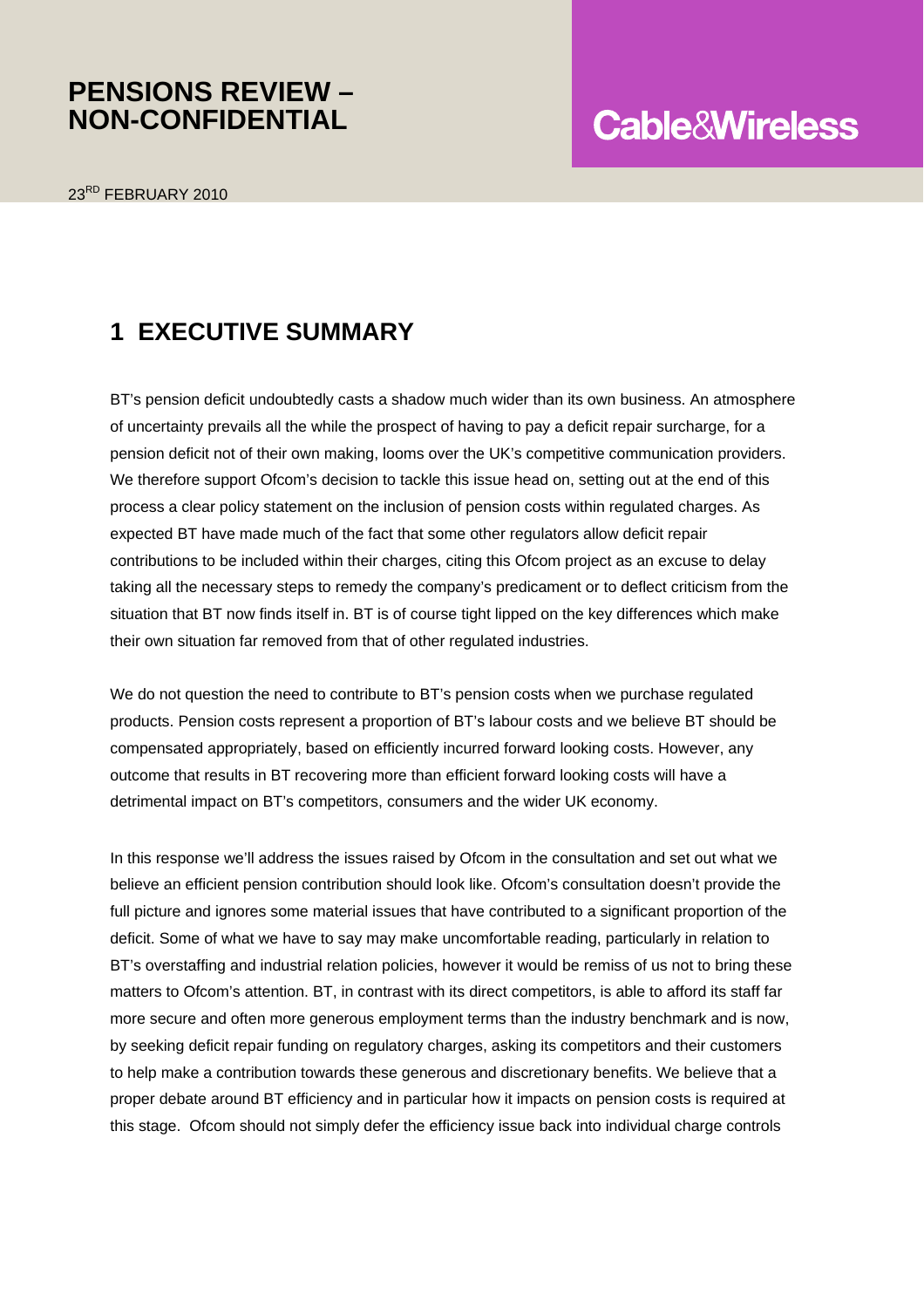# PENSIONS REVIEW – NON-CONFIDENTIAL

**Cable&Wireless**

23RD FEBRUARY 2010

## 1 EXECUTIVE SUMMARY

BT's pension deficit undoubtedly casts a shadow much wider than its own business. An atmosphere of uncertainty prevails all the while the prospect of having to pay a deficit repair surcharge, for a pension deficit not of their own making, looms over the UK's competitive communication providers. We therefore support Ofcom's decision to tackle this issue head on, setting out at the end of this process a clear policy statement on the inclusion of pension costs within regulated charges. As expected BT have made much of the fact that some other regulators allow deficit repair contributions to be included within their charges, citing this Ofcom project as an excuse to delay taking all the necessary steps to remedy the company's predicament or to deflect criticism from the situation that BT now finds itself in. BT is of course tight lipped on the key differences which make their own situation far removed from that of other regulated industries.

We do not question the need to contribute to BT's pension costs when we purchase regulated products. Pension costs represent a proportion of BT's labour costs and we believe BT should be compensated appropriately, based on efficiently incurred forward looking costs. However, any outcome that results in BT recovering more than efficient forward looking costs will have a detrimental impact on BT's competitors, consumers and the wider UK economy.

In this response we'll address the issues raised by Ofcom in the consultation and set out what we believe an efficient pension contribution should look like. Ofcom's consultation doesn't provide the full picture and ignores some material issues that have contributed to a significant proportion of the deficit. Some of what we have to say may make uncomfortable reading, particularly in relation to BT's overstaffing and industrial relation policies, however it would be remiss of us not to bring these matters to Ofcom's attention. BT, in contrast with its direct competitors, is able to afford its staff far more secure and often more generous employment terms than the industry benchmark and is now, by seeking deficit repair funding on regulatory charges, asking its competitors and their customers to help make a contribution towards these generous and discretionary benefits. We believe that a proper debate around BT efficiency and in particular how it impacts on pension costs is required at this stage. Ofcom should not simply defer the efficiency issue back into individual charge controls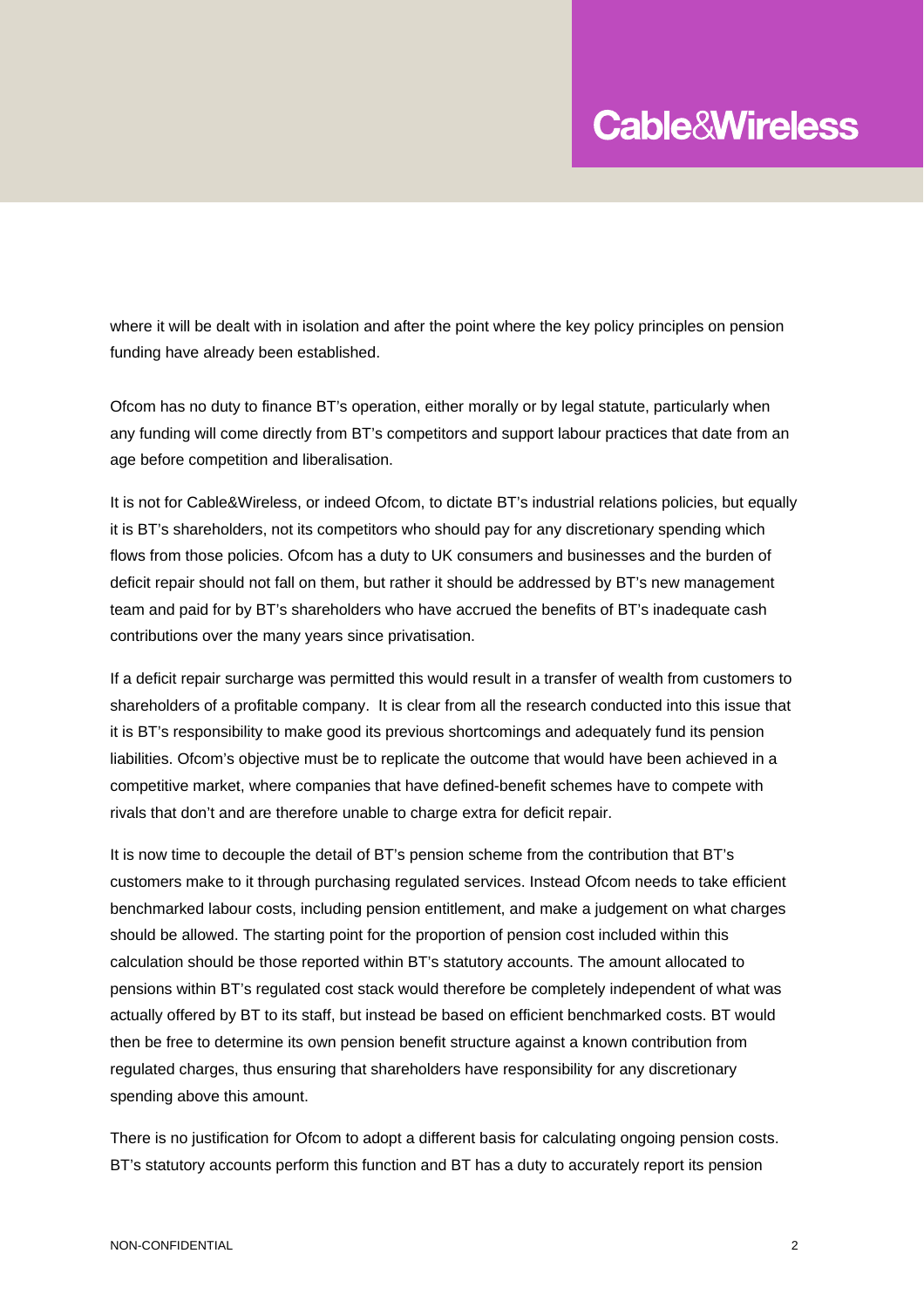where it will be dealt with in isolation and after the point where the key policy principles on pension funding have already been established.

Ofcom has no duty to finance BT's operation, either morally or by legal statute, particularly when any funding will come directly from BT's competitors and support labour practices that date from an age before competition and liberalisation.

It is not for Cable&Wireless, or indeed Ofcom, to dictate BT's industrial relations policies, but equally it is BT's shareholders, not its competitors who should pay for any discretionary spending which flows from those policies. Ofcom has a duty to UK consumers and businesses and the burden of deficit repair should not fall on them, but rather it should be addressed by BT's new management team and paid for by BT's shareholders who have accrued the benefits of BT's inadequate cash contributions over the many years since privatisation.

If a deficit repair surcharge was permitted this would result in a transfer of wealth from customers to shareholders of a profitable company. It is clear from all the research conducted into this issue that it is BT's responsibility to make good its previous shortcomings and adequately fund its pension liabilities. Ofcom's objective must be to replicate the outcome that would have been achieved in a competitive market, where companies that have defined-benefit schemes have to compete with rivals that don't and are therefore unable to charge extra for deficit repair.

It is now time to decouple the detail of BT's pension scheme from the contribution that BT's customers make to it through purchasing regulated services. Instead Ofcom needs to take efficient benchmarked labour costs, including pension entitlement, and make a judgement on what charges should be allowed. The starting point for the proportion of pension cost included within this calculation should be those reported within BT's statutory accounts. The amount allocated to pensions within BT's regulated cost stack would therefore be completely independent of what was actually offered by BT to its staff, but instead be based on efficient benchmarked costs. BT would then be free to determine its own pension benefit structure against a known contribution from regulated charges, thus ensuring that shareholders have responsibility for any discretionary spending above this amount.

There is no justification for Ofcom to adopt a different basis for calculating ongoing pension costs. BT's statutory accounts perform this function and BT has a duty to accurately report its pension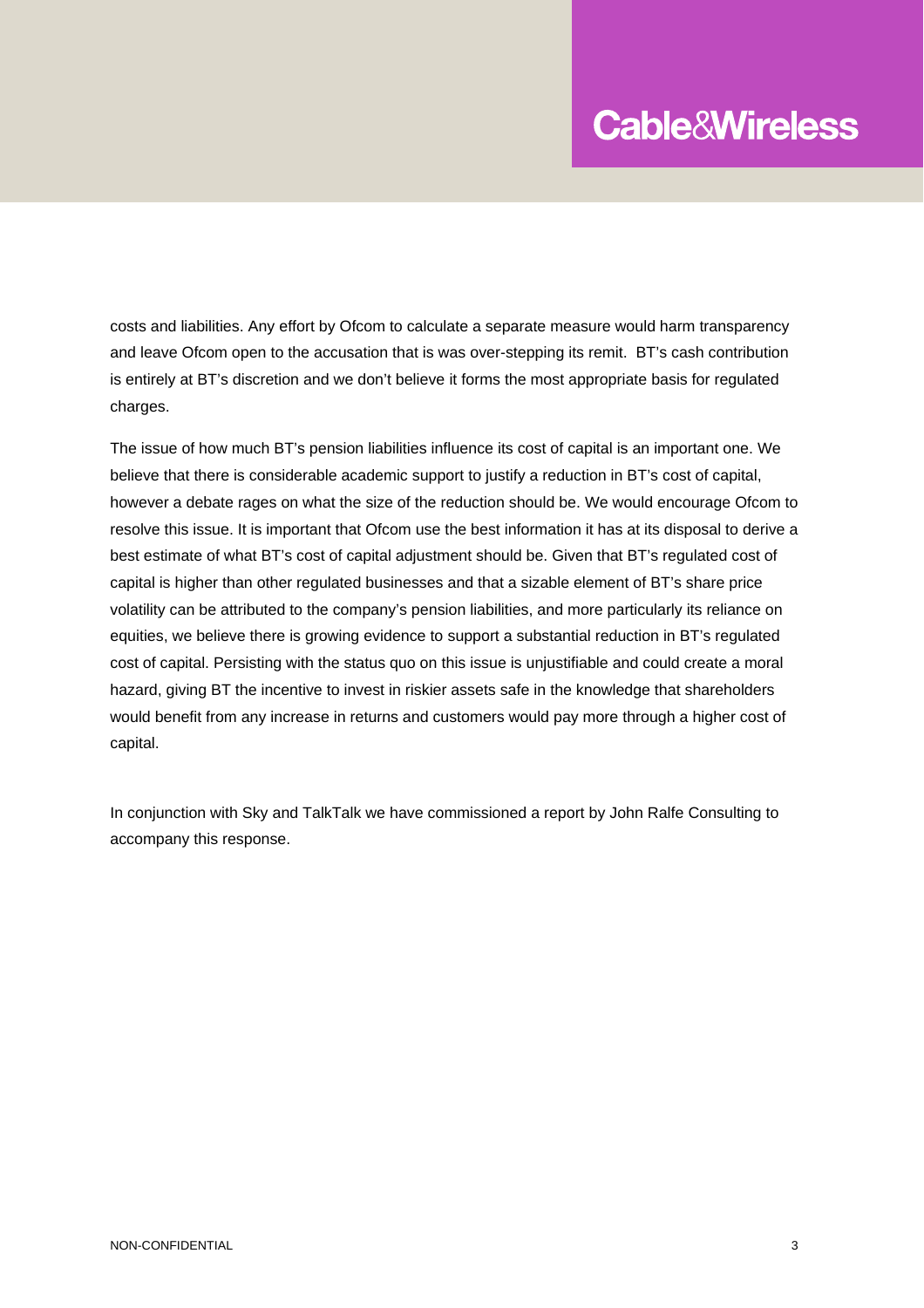costs and liabilities. Any effort by Ofcom to calculate a separate measure would harm transparency and leave Ofcom open to the accusation that is was over-stepping its remit. BT's cash contribution is entirely at BT's discretion and we don't believe it forms the most appropriate basis for regulated charges.

The issue of how much BT's pension liabilities influence its cost of capital is an important one. We believe that there is considerable academic support to justify a reduction in BT's cost of capital, however a debate rages on what the size of the reduction should be. We would encourage Ofcom to resolve this issue. It is important that Ofcom use the best information it has at its disposal to derive a best estimate of what BT's cost of capital adjustment should be. Given that BT's regulated cost of capital is higher than other regulated businesses and that a sizable element of BT's share price volatility can be attributed to the company's pension liabilities, and more particularly its reliance on equities, we believe there is growing evidence to support a substantial reduction in BT's regulated cost of capital. Persisting with the status quo on this issue is unjustifiable and could create a moral hazard, giving BT the incentive to invest in riskier assets safe in the knowledge that shareholders would benefit from any increase in returns and customers would pay more through a higher cost of capital.

In conjunction with Sky and TalkTalk we have commissioned a report by John Ralfe Consulting to accompany this response.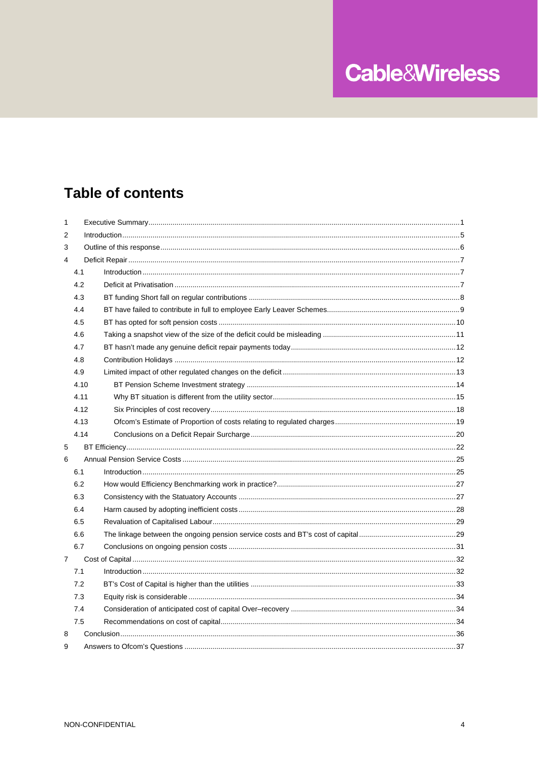# Table of contents

| | | |
|---|---|---|
| 1 | Executive Summary | 1 |
| 2 | Introduction | 5 |
| 3 | Outline of this response | 6 |
| 4 | Deficit Repair | 7 |
| 4.1 | Introduction | 7 |
| 4.2 | Deficit at Privatisation | 7 |
| 4.3 | BT funding Short fall on regular contributions | 8 |
| 4.4 | BT have failed to contribute in full to employee Early Leaver Schemes | 9 |
| 4.5 | BT has opted for soft pension costs | 10 |
| 4.6 | Taking a snapshot view of the size of the deficit could be misleading | 11 |
| 4.7 | BT hasn't made any genuine deficit repair payments today | 12 |
| 4.8 | Contribution Holidays | 12 |
| 4.9 | Limited impact of other regulated changes on the deficit | 13 |
| 4.10 | BT Pension Scheme Investment strategy | 14 |
| 4.11 | Why BT situation is different from the utility sector | 15 |
| 4.12 | Six Principles of cost recovery | 18 |
| 4.13 | Ofcom's Estimate of Proportion of costs relating to regulated charges | 19 |
| 4.14 | Conclusions on a Deficit Repair Surcharge | 20 |
| 5 | BT Efficiency | 22 |
| 6 | Annual Pension Service Costs | 25 |
| 6.1 | Introduction | 25 |
| 6.2 | How would Efficiency Benchmarking work in practice? | 27 |
| 6.3 | Consistency with the Statuatory Accounts | 27 |
| 6.4 | Harm caused by adopting inefficient costs | 28 |
| 6.5 | Revaluation of Capitalised Labour | 29 |
| 6.6 | The linkage between the ongoing pension service costs and BT's cost of capital | 29 |
| 6.7 | Conclusions on ongoing pension costs | 31 |
| 7 | Cost of Capital | 32 |
| 7.1 | Introduction | 32 |
| 7.2 | BT's Cost of Capital is higher than the utilities | 33 |
| 7.3 | Equity risk is considerable | 34 |
| 7.4 | Consideration of anticipated cost of capital Over–recovery | 34 |
| 7.5 | Recommendations on cost of capital | 34 |
| 8 | Conclusion | 36 |
| 9 | Answers to Ofcom's Questions | 37 |

NON-CONFIDENTIAL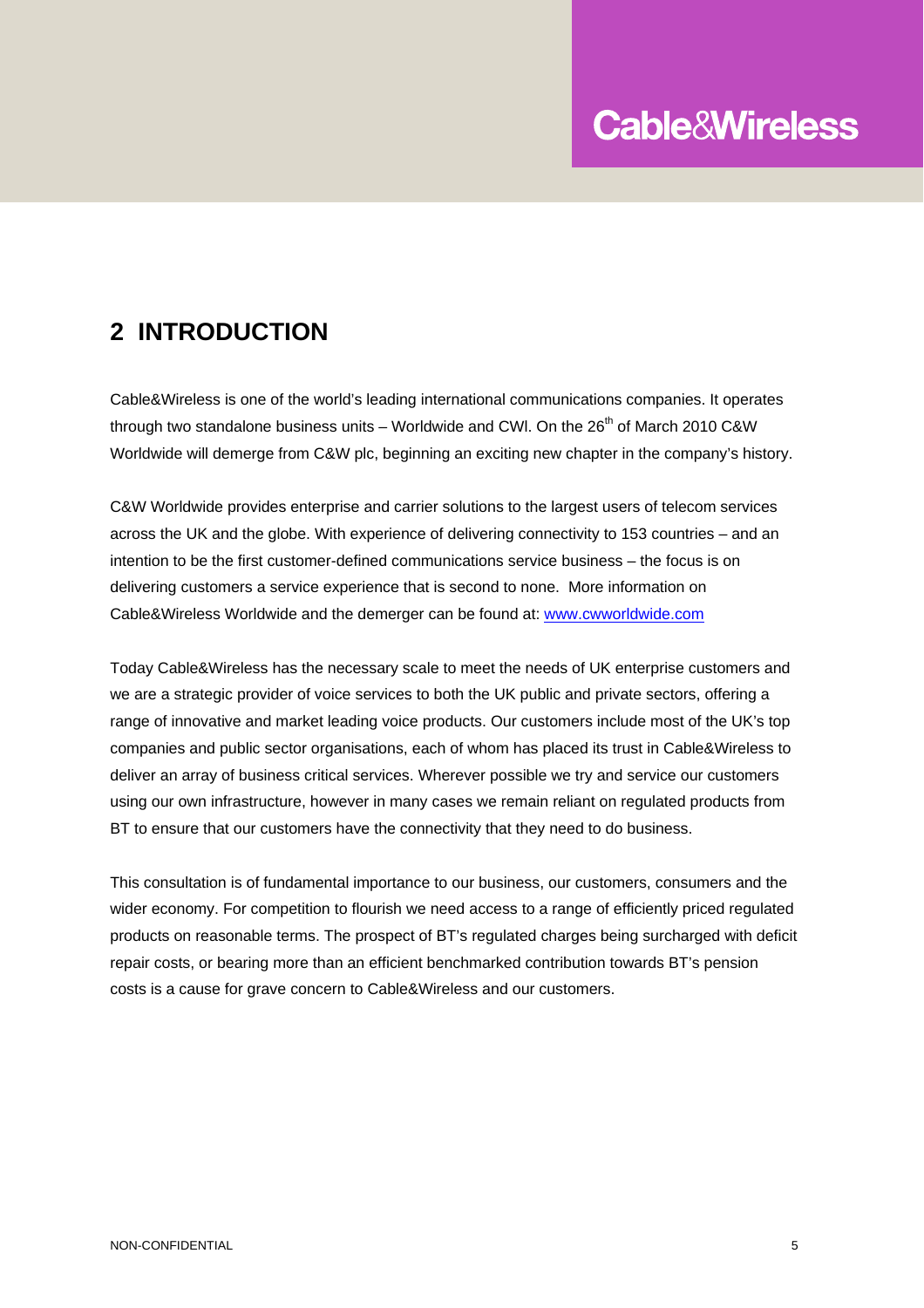## 2 INTRODUCTION

Cable&Wireless is one of the world's leading international communications companies. It operates through two standalone business units – Worldwide and CWI. On the 26th of March 2010 C&W Worldwide will demerge from C&W plc, beginning an exciting new chapter in the company's history.

C&W Worldwide provides enterprise and carrier solutions to the largest users of telecom services across the UK and the globe. With experience of delivering connectivity to 153 countries – and an intention to be the first customer-defined communications service business – the focus is on delivering customers a service experience that is second to none. More information on Cable&Wireless Worldwide and the demerger can be found at: www.cwworldwide.com

Today Cable&Wireless has the necessary scale to meet the needs of UK enterprise customers and we are a strategic provider of voice services to both the UK public and private sectors, offering a range of innovative and market leading voice products. Our customers include most of the UK's top companies and public sector organisations, each of whom has placed its trust in Cable&Wireless to deliver an array of business critical services. Wherever possible we try and service our customers using our own infrastructure, however in many cases we remain reliant on regulated products from BT to ensure that our customers have the connectivity that they need to do business.

This consultation is of fundamental importance to our business, our customers, consumers and the wider economy. For competition to flourish we need access to a range of efficiently priced regulated products on reasonable terms. The prospect of BT's regulated charges being surcharged with deficit repair costs, or bearing more than an efficient benchmarked contribution towards BT's pension costs is a cause for grave concern to Cable&Wireless and our customers.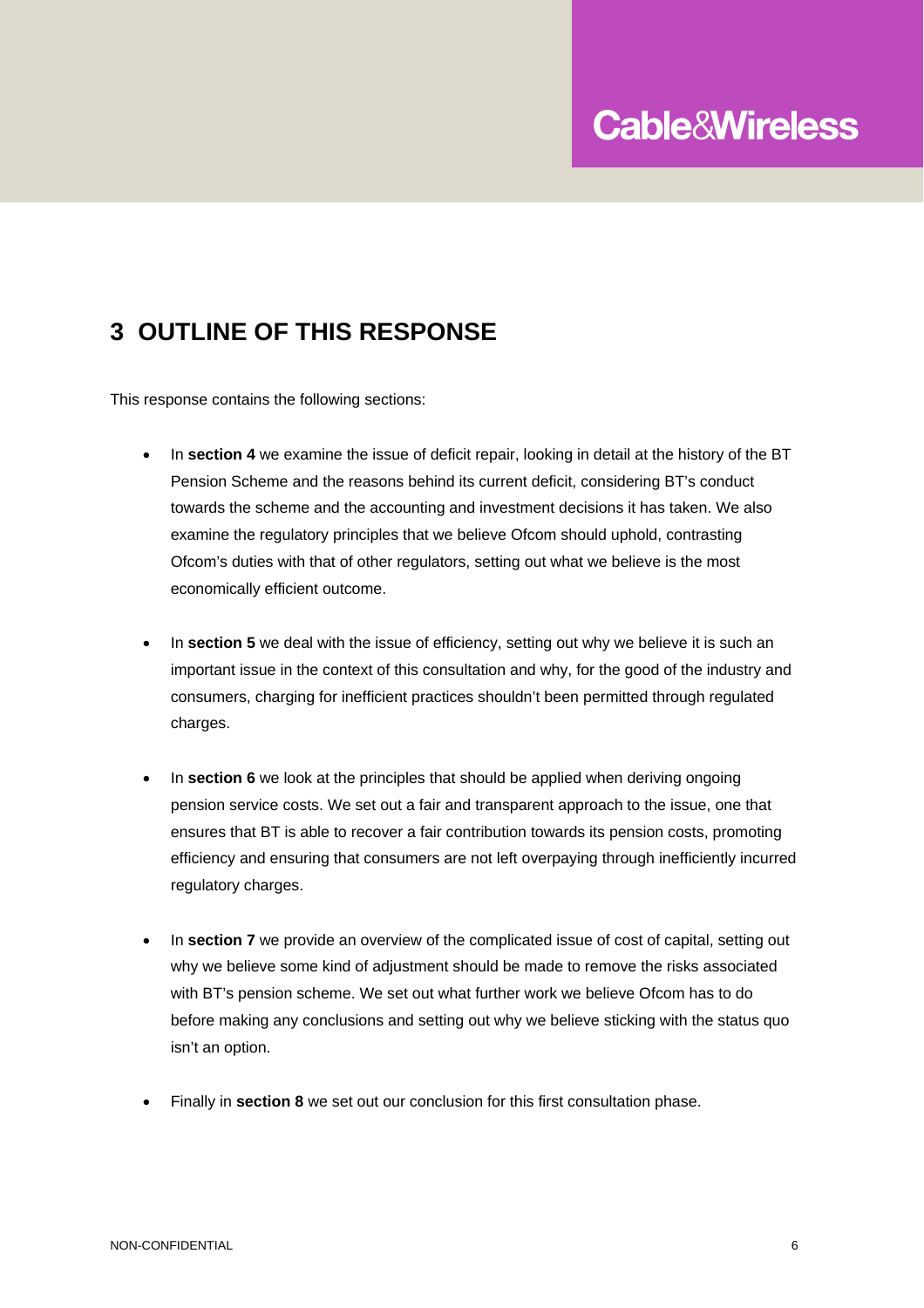# 3 OUTLINE OF THIS RESPONSE

This response contains the following sections:

- In **section 4** we examine the issue of deficit repair, looking in detail at the history of the BT Pension Scheme and the reasons behind its current deficit, considering BT's conduct towards the scheme and the accounting and investment decisions it has taken. We also examine the regulatory principles that we believe Ofcom should uphold, contrasting Ofcom's duties with that of other regulators, setting out what we believe is the most economically efficient outcome.

- In **section 5** we deal with the issue of efficiency, setting out why we believe it is such an important issue in the context of this consultation and why, for the good of the industry and consumers, charging for inefficient practices shouldn't been permitted through regulated charges.

- In **section 6** we look at the principles that should be applied when deriving ongoing pension service costs. We set out a fair and transparent approach to the issue, one that ensures that BT is able to recover a fair contribution towards its pension costs, promoting efficiency and ensuring that consumers are not left overpaying through inefficiently incurred regulatory charges.

- In **section 7** we provide an overview of the complicated issue of cost of capital, setting out why we believe some kind of adjustment should be made to remove the risks associated with BT's pension scheme. We set out what further work we believe Ofcom has to do before making any conclusions and setting out why we believe sticking with the status quo isn't an option.

- Finally in **section 8** we set out our conclusion for this first consultation phase.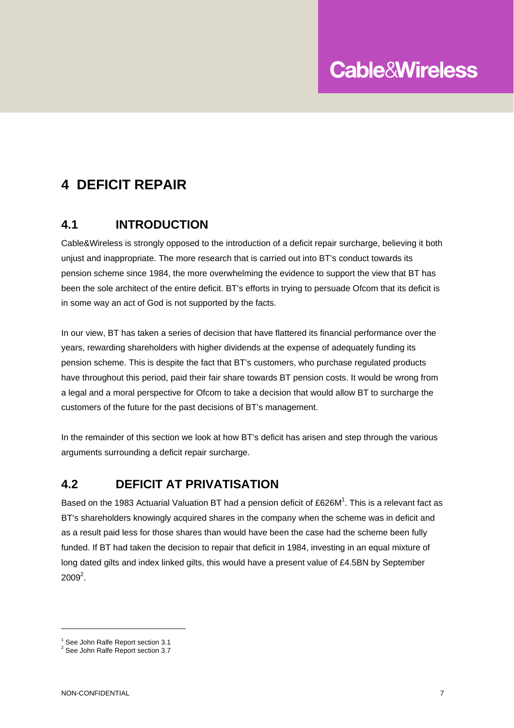# 4 DEFICIT REPAIR

## 4.1 INTRODUCTION

Cable&Wireless is strongly opposed to the introduction of a deficit repair surcharge, believing it both unjust and inappropriate. The more research that is carried out into BT's conduct towards its pension scheme since 1984, the more overwhelming the evidence to support the view that BT has been the sole architect of the entire deficit. BT's efforts in trying to persuade Ofcom that its deficit is in some way an act of God is not supported by the facts.

In our view, BT has taken a series of decision that have flattered its financial performance over the years, rewarding shareholders with higher dividends at the expense of adequately funding its pension scheme. This is despite the fact that BT's customers, who purchase regulated products have throughout this period, paid their fair share towards BT pension costs. It would be wrong from a legal and a moral perspective for Ofcom to take a decision that would allow BT to surcharge the customers of the future for the past decisions of BT's management.

In the remainder of this section we look at how BT's deficit has arisen and step through the various arguments surrounding a deficit repair surcharge.

## 4.2 DEFICIT AT PRIVATISATION

Based on the 1983 Actuarial Valuation BT had a pension deficit of £626M[1]. This is a relevant fact as BT's shareholders knowingly acquired shares in the company when the scheme was in deficit and as a result paid less for those shares than would have been the case had the scheme been fully funded. If BT had taken the decision to repair that deficit in 1984, investing in an equal mixture of long dated gilts and index linked gilts, this would have a present value of £4.5BN by September 2009[2].

[1] See John Ralfe Report section 3.1

[2] See John Ralfe Report section 3.7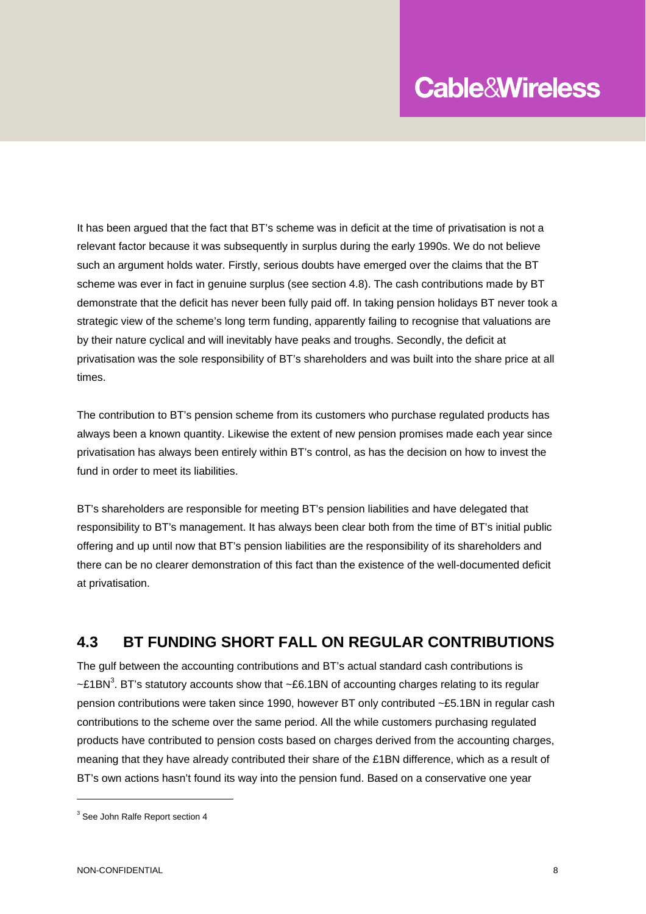It has been argued that the fact that BT's scheme was in deficit at the time of privatisation is not a relevant factor because it was subsequently in surplus during the early 1990s. We do not believe such an argument holds water. Firstly, serious doubts have emerged over the claims that the BT scheme was ever in fact in genuine surplus (see section 4.8). The cash contributions made by BT demonstrate that the deficit has never been fully paid off. In taking pension holidays BT never took a strategic view of the scheme's long term funding, apparently failing to recognise that valuations are by their nature cyclical and will inevitably have peaks and troughs. Secondly, the deficit at privatisation was the sole responsibility of BT's shareholders and was built into the share price at all times.

The contribution to BT's pension scheme from its customers who purchase regulated products has always been a known quantity. Likewise the extent of new pension promises made each year since privatisation has always been entirely within BT's control, as has the decision on how to invest the fund in order to meet its liabilities.

BT's shareholders are responsible for meeting BT's pension liabilities and have delegated that responsibility to BT's management. It has always been clear both from the time of BT's initial public offering and up until now that BT's pension liabilities are the responsibility of its shareholders and there can be no clearer demonstration of this fact than the existence of the well-documented deficit at privatisation.

## 4.3 BT FUNDING SHORT FALL ON REGULAR CONTRIBUTIONS

The gulf between the accounting contributions and BT's actual standard cash contributions is ~£1BN[3]. BT's statutory accounts show that ~£6.1BN of accounting charges relating to its regular pension contributions were taken since 1990, however BT only contributed ~£5.1BN in regular cash contributions to the scheme over the same period. All the while customers purchasing regulated products have contributed to pension costs based on charges derived from the accounting charges, meaning that they have already contributed their share of the £1BN difference, which as a result of BT's own actions hasn't found its way into the pension fund. Based on a conservative one year

[3] See John Ralfe Report section 4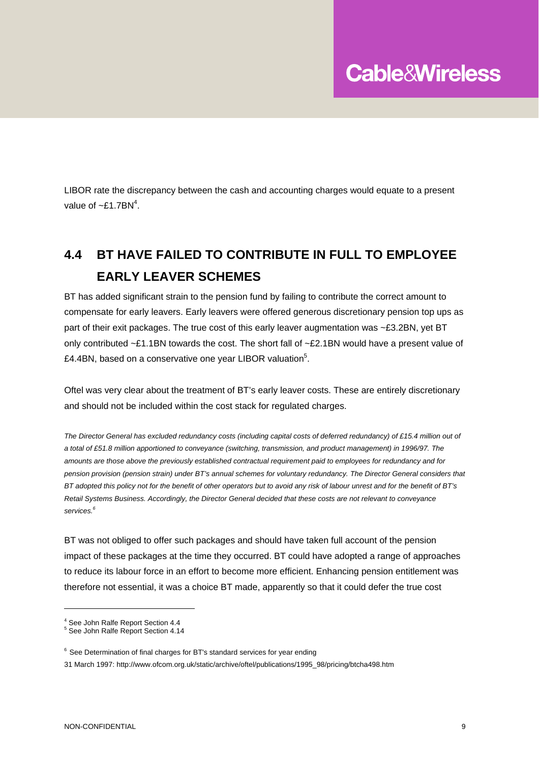LIBOR rate the discrepancy between the cash and accounting charges would equate to a present value of ~£1.7BN[4].

## 4.4 BT HAVE FAILED TO CONTRIBUTE IN FULL TO EMPLOYEE EARLY LEAVER SCHEMES

BT has added significant strain to the pension fund by failing to contribute the correct amount to compensate for early leavers. Early leavers were offered generous discretionary pension top ups as part of their exit packages. The true cost of this early leaver augmentation was ~£3.2BN, yet BT only contributed ~£1.1BN towards the cost. The short fall of ~£2.1BN would have a present value of £4.4BN, based on a conservative one year LIBOR valuation[5].

Oftel was very clear about the treatment of BT's early leaver costs. These are entirely discretionary and should not be included within the cost stack for regulated charges.

*The Director General has excluded redundancy costs (including capital costs of deferred redundancy) of £15.4 million out of a total of £51.8 million apportioned to conveyance (switching, transmission, and product management) in 1996/97. The amounts are those above the previously established contractual requirement paid to employees for redundancy and for pension provision (pension strain) under BT's annual schemes for voluntary redundancy. The Director General considers that BT adopted this policy not for the benefit of other operators but to avoid any risk of labour unrest and for the benefit of BT's Retail Systems Business. Accordingly, the Director General decided that these costs are not relevant to conveyance services.*[6]

BT was not obliged to offer such packages and should have taken full account of the pension impact of these packages at the time they occurred. BT could have adopted a range of approaches to reduce its labour force in an effort to become more efficient. Enhancing pension entitlement was therefore not essential, it was a choice BT made, apparently so that it could defer the true cost

---

[4] See John Ralfe Report Section 4.4
[5] See John Ralfe Report Section 4.14

[6] See Determination of final charges for BT's standard services for year ending 31 March 1997: http://www.ofcom.org.uk/static/archive/oftel/publications/1995_98/pricing/btcha498.htm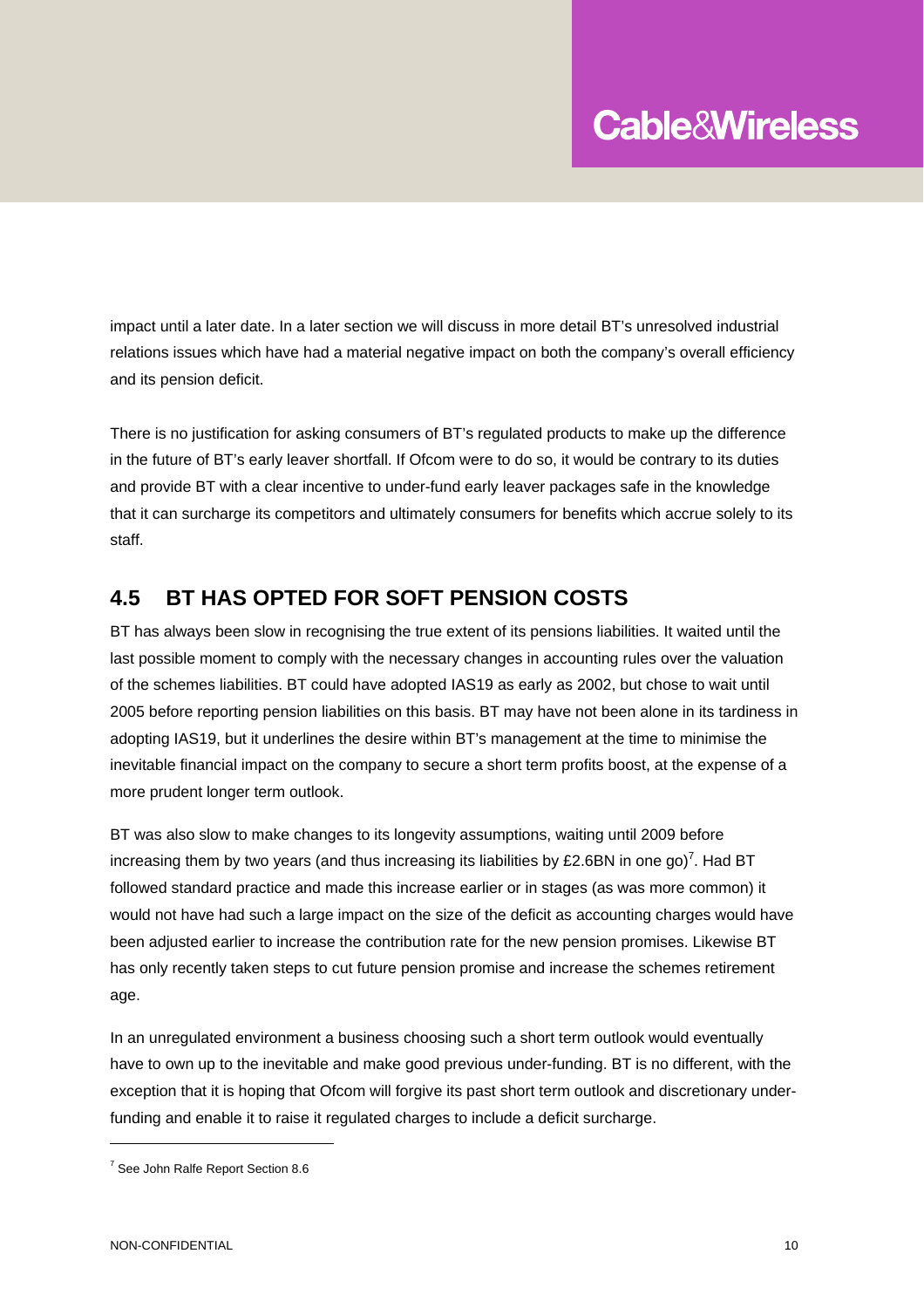impact until a later date. In a later section we will discuss in more detail BT's unresolved industrial relations issues which have had a material negative impact on both the company's overall efficiency and its pension deficit.

There is no justification for asking consumers of BT's regulated products to make up the difference in the future of BT's early leaver shortfall. If Ofcom were to do so, it would be contrary to its duties and provide BT with a clear incentive to under-fund early leaver packages safe in the knowledge that it can surcharge its competitors and ultimately consumers for benefits which accrue solely to its staff.

## 4.5 BT HAS OPTED FOR SOFT PENSION COSTS

BT has always been slow in recognising the true extent of its pensions liabilities. It waited until the last possible moment to comply with the necessary changes in accounting rules over the valuation of the schemes liabilities. BT could have adopted IAS19 as early as 2002, but chose to wait until 2005 before reporting pension liabilities on this basis. BT may have not been alone in its tardiness in adopting IAS19, but it underlines the desire within BT's management at the time to minimise the inevitable financial impact on the company to secure a short term profits boost, at the expense of a more prudent longer term outlook.

BT was also slow to make changes to its longevity assumptions, waiting until 2009 before increasing them by two years (and thus increasing its liabilities by £2.6BN in one go)[7]. Had BT followed standard practice and made this increase earlier or in stages (as was more common) it would not have had such a large impact on the size of the deficit as accounting charges would have been adjusted earlier to increase the contribution rate for the new pension promises. Likewise BT has only recently taken steps to cut future pension promise and increase the schemes retirement age.

In an unregulated environment a business choosing such a short term outlook would eventually have to own up to the inevitable and make good previous under-funding. BT is no different, with the exception that it is hoping that Ofcom will forgive its past short term outlook and discretionary under-funding and enable it to raise it regulated charges to include a deficit surcharge.

[7] See John Ralfe Report Section 8.6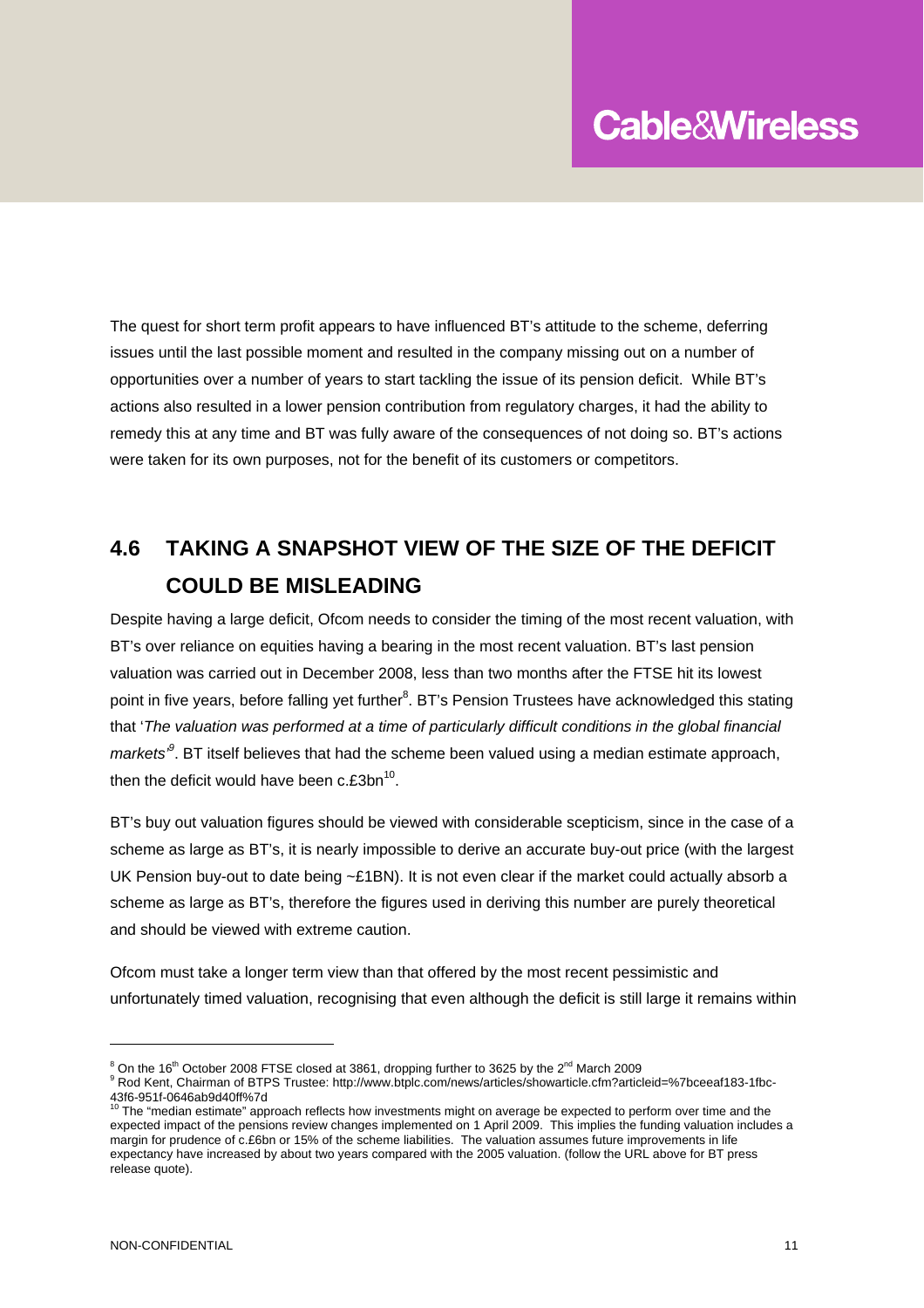The quest for short term profit appears to have influenced BT's attitude to the scheme, deferring issues until the last possible moment and resulted in the company missing out on a number of opportunities over a number of years to start tackling the issue of its pension deficit. While BT's actions also resulted in a lower pension contribution from regulatory charges, it had the ability to remedy this at any time and BT was fully aware of the consequences of not doing so. BT's actions were taken for its own purposes, not for the benefit of its customers or competitors.

## 4.6 TAKING A SNAPSHOT VIEW OF THE SIZE OF THE DEFICIT COULD BE MISLEADING

Despite having a large deficit, Ofcom needs to consider the timing of the most recent valuation, with BT's over reliance on equities having a bearing in the most recent valuation. BT's last pension valuation was carried out in December 2008, less than two months after the FTSE hit its lowest point in five years, before falling yet further[8]. BT's Pension Trustees have acknowledged this stating that '*The valuation was performed at a time of particularly difficult conditions in the global financial markets*'[9]. BT itself believes that had the scheme been valued using a median estimate approach, then the deficit would have been c.£3bn[10].

BT's buy out valuation figures should be viewed with considerable scepticism, since in the case of a scheme as large as BT's, it is nearly impossible to derive an accurate buy-out price (with the largest UK Pension buy-out to date being ~£1BN). It is not even clear if the market could actually absorb a scheme as large as BT's, therefore the figures used in deriving this number are purely theoretical and should be viewed with extreme caution.

Ofcom must take a longer term view than that offered by the most recent pessimistic and unfortunately timed valuation, recognising that even although the deficit is still large it remains within

---

[8] On the 16th October 2008 FTSE closed at 3861, dropping further to 3625 by the 2nd March 2009

[9] Rod Kent, Chairman of BTPS Trustee: http://www.btplc.com/news/articles/showarticle.cfm?articleid=%7bceeaf183-1fbc-43f6-951f-0646ab9d40ff%7d

[10] The "median estimate" approach reflects how investments might on average be expected to perform over time and the expected impact of the pensions review changes implemented on 1 April 2009. This implies the funding valuation includes a margin for prudence of c.£6bn or 15% of the scheme liabilities. The valuation assumes future improvements in life expectancy have increased by about two years compared with the 2005 valuation. (follow the URL above for BT press release quote).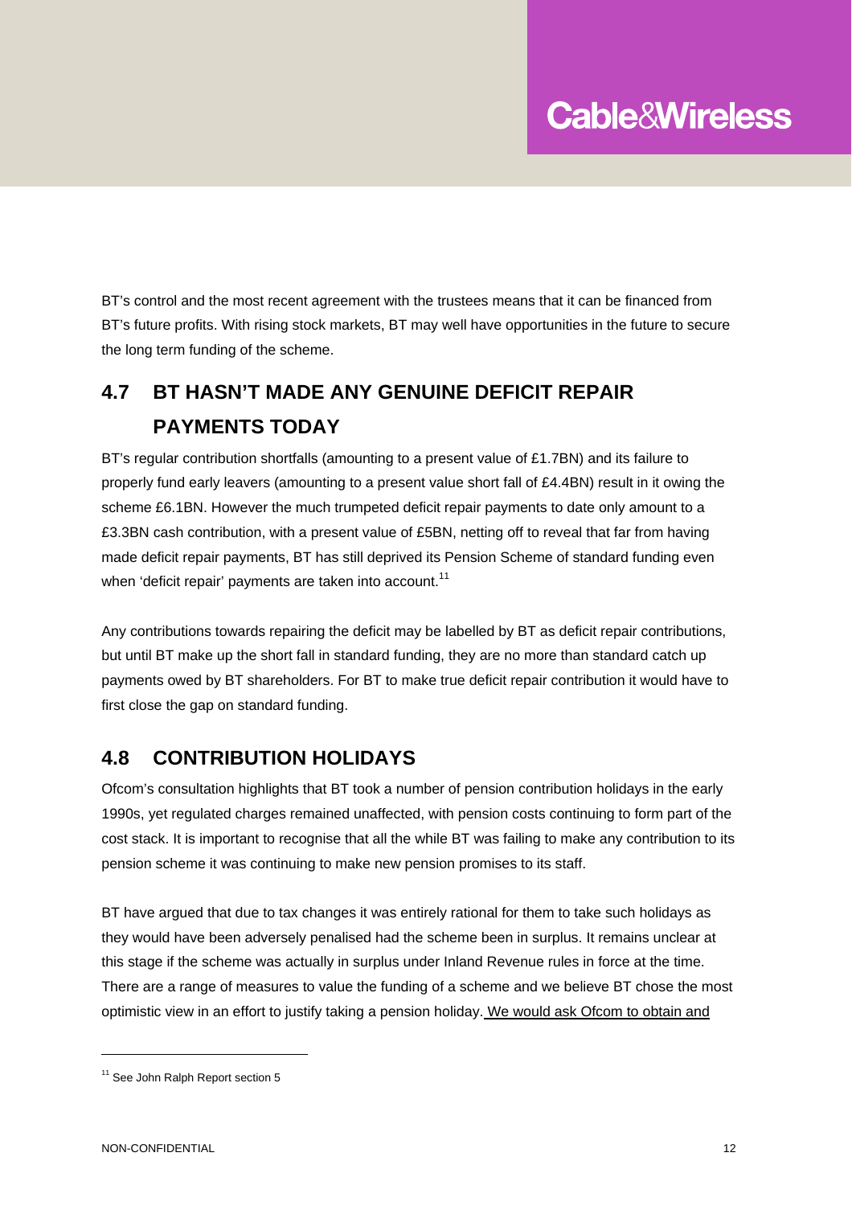BT's control and the most recent agreement with the trustees means that it can be financed from BT's future profits. With rising stock markets, BT may well have opportunities in the future to secure the long term funding of the scheme.

## 4.7 BT HASN'T MADE ANY GENUINE DEFICIT REPAIR PAYMENTS TODAY

BT's regular contribution shortfalls (amounting to a present value of £1.7BN) and its failure to properly fund early leavers (amounting to a present value short fall of £4.4BN) result in it owing the scheme £6.1BN. However the much trumpeted deficit repair payments to date only amount to a £3.3BN cash contribution, with a present value of £5BN, netting off to reveal that far from having made deficit repair payments, BT has still deprived its Pension Scheme of standard funding even when 'deficit repair' payments are taken into account.[11]

Any contributions towards repairing the deficit may be labelled by BT as deficit repair contributions, but until BT make up the short fall in standard funding, they are no more than standard catch up payments owed by BT shareholders. For BT to make true deficit repair contribution it would have to first close the gap on standard funding.

## 4.8 CONTRIBUTION HOLIDAYS

Ofcom's consultation highlights that BT took a number of pension contribution holidays in the early 1990s, yet regulated charges remained unaffected, with pension costs continuing to form part of the cost stack. It is important to recognise that all the while BT was failing to make any contribution to its pension scheme it was continuing to make new pension promises to its staff.

BT have argued that due to tax changes it was entirely rational for them to take such holidays as they would have been adversely penalised had the scheme been in surplus. It remains unclear at this stage if the scheme was actually in surplus under Inland Revenue rules in force at the time. There are a range of measures to value the funding of a scheme and we believe BT chose the most optimistic view in an effort to justify taking a pension holiday. <u>We would ask Ofcom to obtain and</u>

[11] See John Ralph Report section 5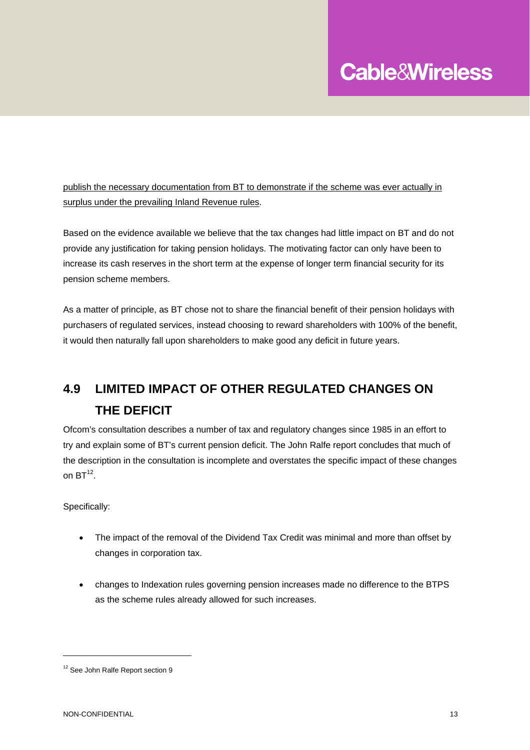publish the necessary documentation from BT to demonstrate if the scheme was ever actually in surplus under the prevailing Inland Revenue rules.

Based on the evidence available we believe that the tax changes had little impact on BT and do not provide any justification for taking pension holidays. The motivating factor can only have been to increase its cash reserves in the short term at the expense of longer term financial security for its pension scheme members.

As a matter of principle, as BT chose not to share the financial benefit of their pension holidays with purchasers of regulated services, instead choosing to reward shareholders with 100% of the benefit, it would then naturally fall upon shareholders to make good any deficit in future years.

## 4.9 LIMITED IMPACT OF OTHER REGULATED CHANGES ON THE DEFICIT

Ofcom's consultation describes a number of tax and regulatory changes since 1985 in an effort to try and explain some of BT's current pension deficit. The John Ralfe report concludes that much of the description in the consultation is incomplete and overstates the specific impact of these changes on BT[12].

Specifically:

- The impact of the removal of the Dividend Tax Credit was minimal and more than offset by changes in corporation tax.
- changes to Indexation rules governing pension increases made no difference to the BTPS as the scheme rules already allowed for such increases.

[12] See John Ralfe Report section 9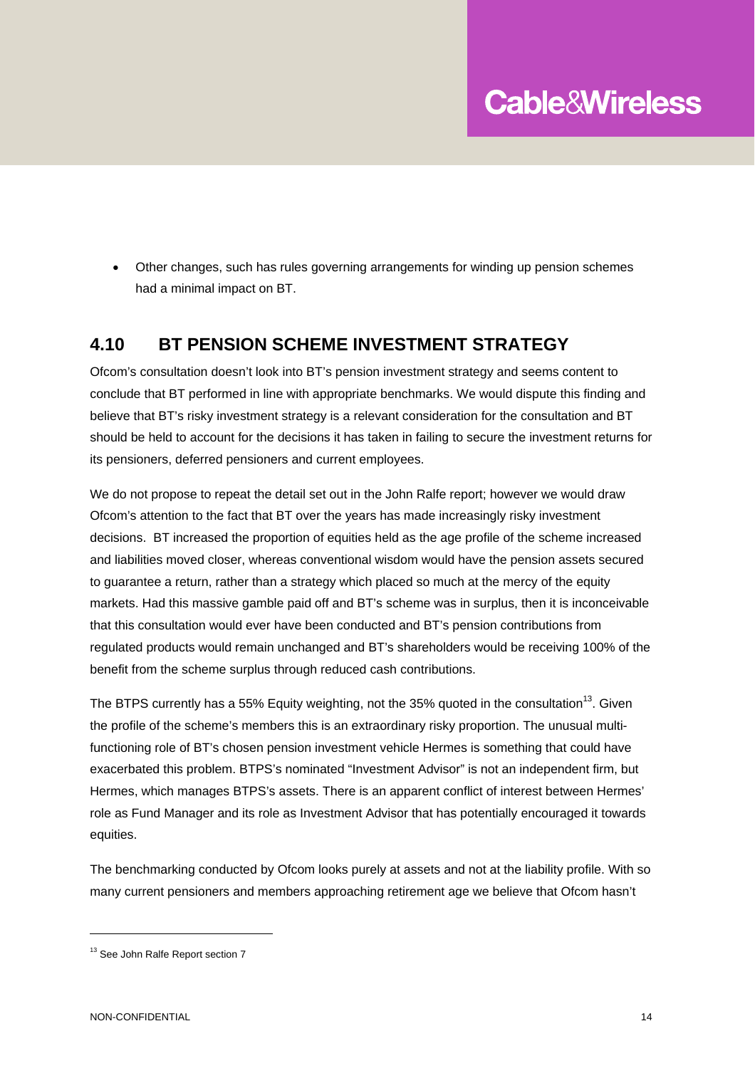- Other changes, such has rules governing arrangements for winding up pension schemes had a minimal impact on BT.

## 4.10 BT PENSION SCHEME INVESTMENT STRATEGY

Ofcom's consultation doesn't look into BT's pension investment strategy and seems content to conclude that BT performed in line with appropriate benchmarks. We would dispute this finding and believe that BT's risky investment strategy is a relevant consideration for the consultation and BT should be held to account for the decisions it has taken in failing to secure the investment returns for its pensioners, deferred pensioners and current employees.

We do not propose to repeat the detail set out in the John Ralfe report; however we would draw Ofcom's attention to the fact that BT over the years has made increasingly risky investment decisions. BT increased the proportion of equities held as the age profile of the scheme increased and liabilities moved closer, whereas conventional wisdom would have the pension assets secured to guarantee a return, rather than a strategy which placed so much at the mercy of the equity markets. Had this massive gamble paid off and BT's scheme was in surplus, then it is inconceivable that this consultation would ever have been conducted and BT's pension contributions from regulated products would remain unchanged and BT's shareholders would be receiving 100% of the benefit from the scheme surplus through reduced cash contributions.

The BTPS currently has a 55% Equity weighting, not the 35% quoted in the consultation[13]. Given the profile of the scheme's members this is an extraordinary risky proportion. The unusual multi-functioning role of BT's chosen pension investment vehicle Hermes is something that could have exacerbated this problem. BTPS's nominated "Investment Advisor" is not an independent firm, but Hermes, which manages BTPS's assets. There is an apparent conflict of interest between Hermes' role as Fund Manager and its role as Investment Advisor that has potentially encouraged it towards equities.

The benchmarking conducted by Ofcom looks purely at assets and not at the liability profile. With so many current pensioners and members approaching retirement age we believe that Ofcom hasn't

[13] See John Ralfe Report section 7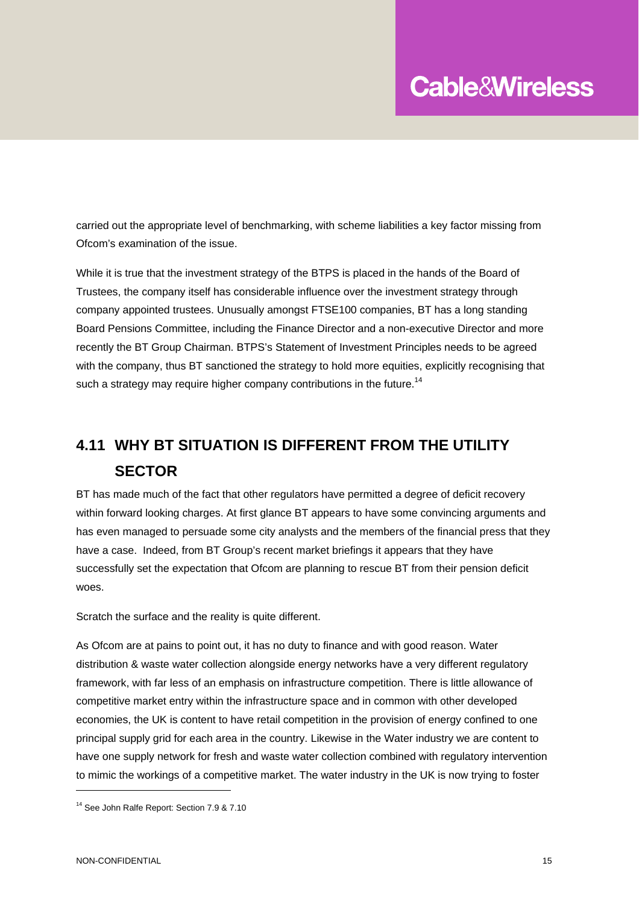carried out the appropriate level of benchmarking, with scheme liabilities a key factor missing from Ofcom's examination of the issue.

While it is true that the investment strategy of the BTPS is placed in the hands of the Board of Trustees, the company itself has considerable influence over the investment strategy through company appointed trustees. Unusually amongst FTSE100 companies, BT has a long standing Board Pensions Committee, including the Finance Director and a non-executive Director and more recently the BT Group Chairman. BTPS's Statement of Investment Principles needs to be agreed with the company, thus BT sanctioned the strategy to hold more equities, explicitly recognising that such a strategy may require higher company contributions in the future.[14]

## 4.11 WHY BT SITUATION IS DIFFERENT FROM THE UTILITY SECTOR

BT has made much of the fact that other regulators have permitted a degree of deficit recovery within forward looking charges. At first glance BT appears to have some convincing arguments and has even managed to persuade some city analysts and the members of the financial press that they have a case. Indeed, from BT Group's recent market briefings it appears that they have successfully set the expectation that Ofcom are planning to rescue BT from their pension deficit woes.

Scratch the surface and the reality is quite different.

As Ofcom are at pains to point out, it has no duty to finance and with good reason. Water distribution & waste water collection alongside energy networks have a very different regulatory framework, with far less of an emphasis on infrastructure competition. There is little allowance of competitive market entry within the infrastructure space and in common with other developed economies, the UK is content to have retail competition in the provision of energy confined to one principal supply grid for each area in the country. Likewise in the Water industry we are content to have one supply network for fresh and waste water collection combined with regulatory intervention to mimic the workings of a competitive market. The water industry in the UK is now trying to foster

[14] See John Ralfe Report: Section 7.9 & 7.10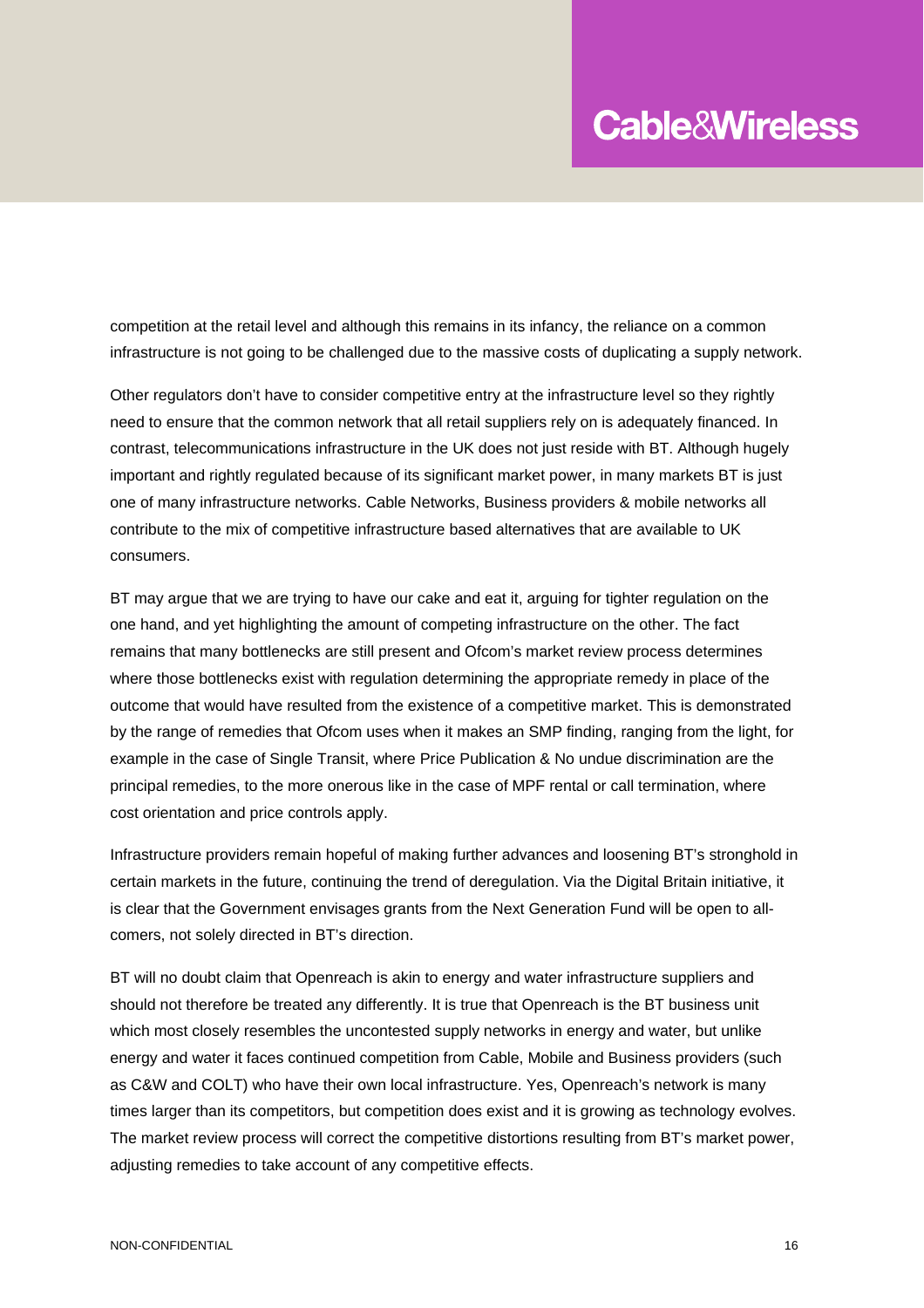competition at the retail level and although this remains in its infancy, the reliance on a common infrastructure is not going to be challenged due to the massive costs of duplicating a supply network.

Other regulators don't have to consider competitive entry at the infrastructure level so they rightly need to ensure that the common network that all retail suppliers rely on is adequately financed. In contrast, telecommunications infrastructure in the UK does not just reside with BT. Although hugely important and rightly regulated because of its significant market power, in many markets BT is just one of many infrastructure networks. Cable Networks, Business providers & mobile networks all contribute to the mix of competitive infrastructure based alternatives that are available to UK consumers.

BT may argue that we are trying to have our cake and eat it, arguing for tighter regulation on the one hand, and yet highlighting the amount of competing infrastructure on the other. The fact remains that many bottlenecks are still present and Ofcom's market review process determines where those bottlenecks exist with regulation determining the appropriate remedy in place of the outcome that would have resulted from the existence of a competitive market. This is demonstrated by the range of remedies that Ofcom uses when it makes an SMP finding, ranging from the light, for example in the case of Single Transit, where Price Publication & No undue discrimination are the principal remedies, to the more onerous like in the case of MPF rental or call termination, where cost orientation and price controls apply.

Infrastructure providers remain hopeful of making further advances and loosening BT's stronghold in certain markets in the future, continuing the trend of deregulation. Via the Digital Britain initiative, it is clear that the Government envisages grants from the Next Generation Fund will be open to all-comers, not solely directed in BT's direction.

BT will no doubt claim that Openreach is akin to energy and water infrastructure suppliers and should not therefore be treated any differently. It is true that Openreach is the BT business unit which most closely resembles the uncontested supply networks in energy and water, but unlike energy and water it faces continued competition from Cable, Mobile and Business providers (such as C&W and COLT) who have their own local infrastructure. Yes, Openreach's network is many times larger than its competitors, but competition does exist and it is growing as technology evolves. The market review process will correct the competitive distortions resulting from BT's market power, adjusting remedies to take account of any competitive effects.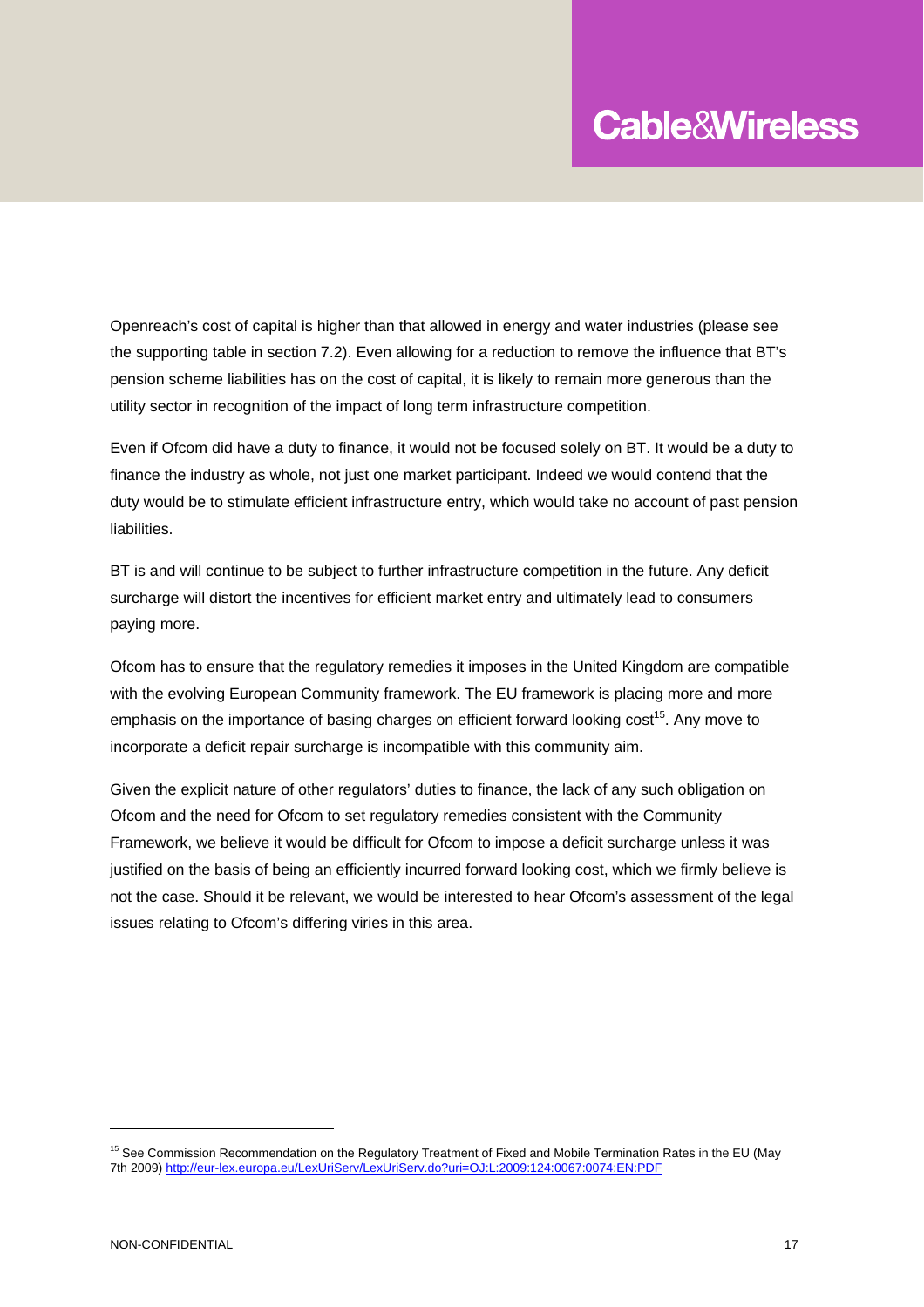Openreach's cost of capital is higher than that allowed in energy and water industries (please see the supporting table in section 7.2). Even allowing for a reduction to remove the influence that BT's pension scheme liabilities has on the cost of capital, it is likely to remain more generous than the utility sector in recognition of the impact of long term infrastructure competition.

Even if Ofcom did have a duty to finance, it would not be focused solely on BT. It would be a duty to finance the industry as whole, not just one market participant. Indeed we would contend that the duty would be to stimulate efficient infrastructure entry, which would take no account of past pension liabilities.

BT is and will continue to be subject to further infrastructure competition in the future. Any deficit surcharge will distort the incentives for efficient market entry and ultimately lead to consumers paying more.

Ofcom has to ensure that the regulatory remedies it imposes in the United Kingdom are compatible with the evolving European Community framework. The EU framework is placing more and more emphasis on the importance of basing charges on efficient forward looking cost[15]. Any move to incorporate a deficit repair surcharge is incompatible with this community aim.

Given the explicit nature of other regulators' duties to finance, the lack of any such obligation on Ofcom and the need for Ofcom to set regulatory remedies consistent with the Community Framework, we believe it would be difficult for Ofcom to impose a deficit surcharge unless it was justified on the basis of being an efficiently incurred forward looking cost, which we firmly believe is not the case. Should it be relevant, we would be interested to hear Ofcom's assessment of the legal issues relating to Ofcom's differing viries in this area.

---

[15] See Commission Recommendation on the Regulatory Treatment of Fixed and Mobile Termination Rates in the EU (May 7th 2009) http://eur-lex.europa.eu/LexUriServ/LexUriServ.do?uri=OJ:L:2009:124:0067:0074:EN:PDF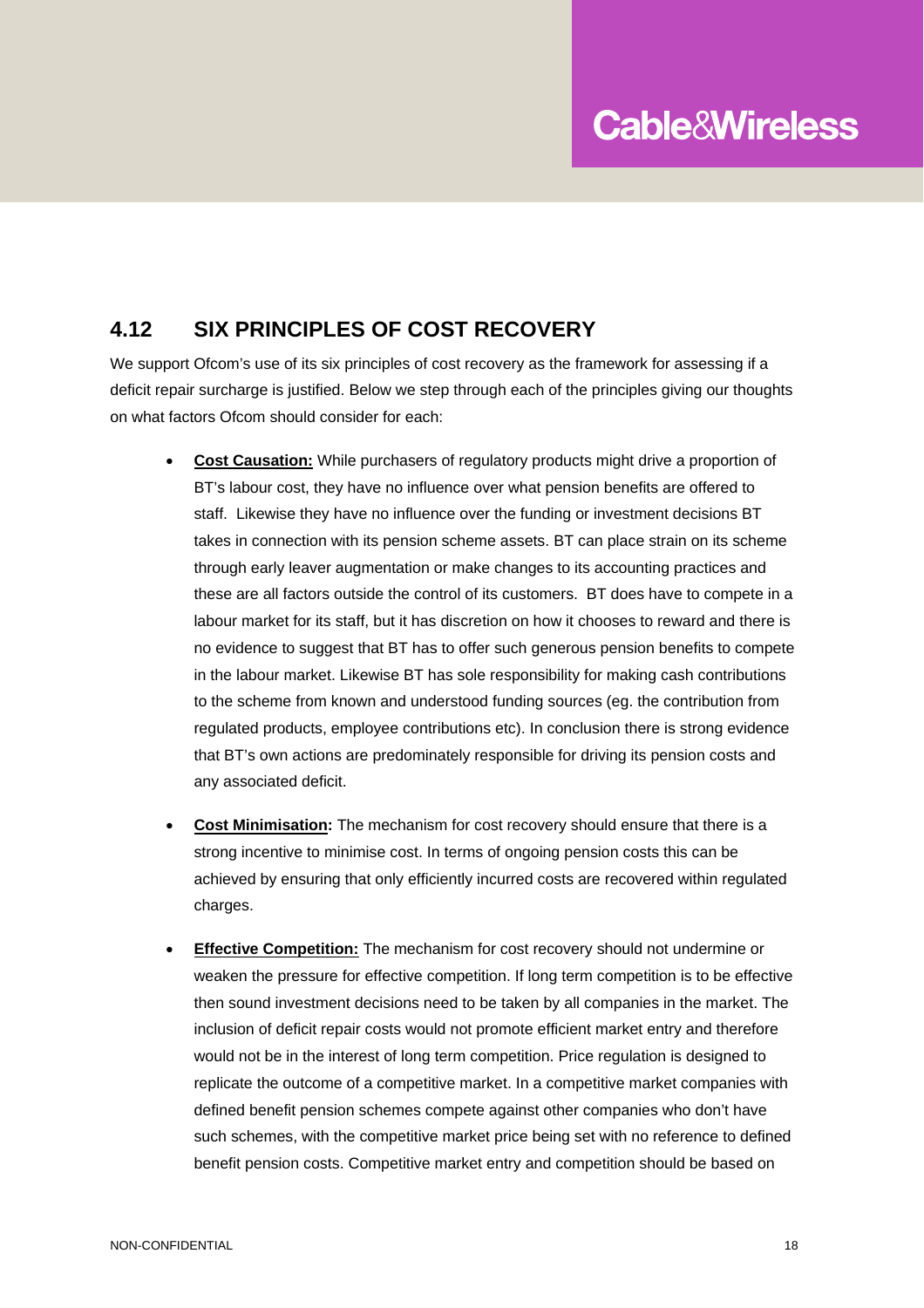## 4.12 SIX PRINCIPLES OF COST RECOVERY

We support Ofcom's use of its six principles of cost recovery as the framework for assessing if a deficit repair surcharge is justified. Below we step through each of the principles giving our thoughts on what factors Ofcom should consider for each:

- **Cost Causation:** While purchasers of regulatory products might drive a proportion of BT's labour cost, they have no influence over what pension benefits are offered to staff. Likewise they have no influence over the funding or investment decisions BT takes in connection with its pension scheme assets. BT can place strain on its scheme through early leaver augmentation or make changes to its accounting practices and these are all factors outside the control of its customers. BT does have to compete in a labour market for its staff, but it has discretion on how it chooses to reward and there is no evidence to suggest that BT has to offer such generous pension benefits to compete in the labour market. Likewise BT has sole responsibility for making cash contributions to the scheme from known and understood funding sources (eg. the contribution from regulated products, employee contributions etc). In conclusion there is strong evidence that BT's own actions are predominately responsible for driving its pension costs and any associated deficit.

- **Cost Minimisation:** The mechanism for cost recovery should ensure that there is a strong incentive to minimise cost. In terms of ongoing pension costs this can be achieved by ensuring that only efficiently incurred costs are recovered within regulated charges.

- **Effective Competition:** The mechanism for cost recovery should not undermine or weaken the pressure for effective competition. If long term competition is to be effective then sound investment decisions need to be taken by all companies in the market. The inclusion of deficit repair costs would not promote efficient market entry and therefore would not be in the interest of long term competition. Price regulation is designed to replicate the outcome of a competitive market. In a competitive market companies with defined benefit pension schemes compete against other companies who don't have such schemes, with the competitive market price being set with no reference to defined benefit pension costs. Competitive market entry and competition should be based on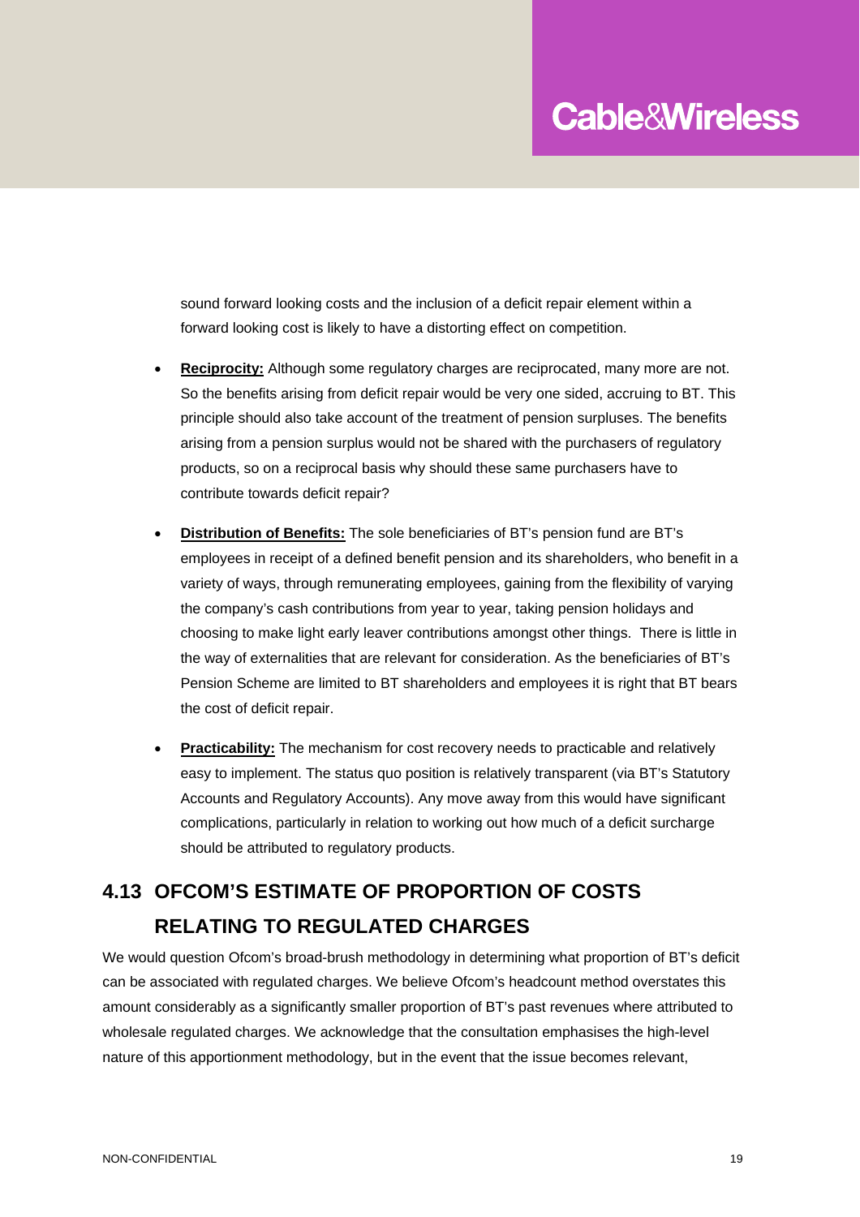sound forward looking costs and the inclusion of a deficit repair element within a forward looking cost is likely to have a distorting effect on competition.

- **Reciprocity:** Although some regulatory charges are reciprocated, many more are not. So the benefits arising from deficit repair would be very one sided, accruing to BT. This principle should also take account of the treatment of pension surpluses. The benefits arising from a pension surplus would not be shared with the purchasers of regulatory products, so on a reciprocal basis why should these same purchasers have to contribute towards deficit repair?

- **Distribution of Benefits:** The sole beneficiaries of BT's pension fund are BT's employees in receipt of a defined benefit pension and its shareholders, who benefit in a variety of ways, through remunerating employees, gaining from the flexibility of varying the company's cash contributions from year to year, taking pension holidays and choosing to make light early leaver contributions amongst other things. There is little in the way of externalities that are relevant for consideration. As the beneficiaries of BT's Pension Scheme are limited to BT shareholders and employees it is right that BT bears the cost of deficit repair.

- **Practicability:** The mechanism for cost recovery needs to practicable and relatively easy to implement. The status quo position is relatively transparent (via BT's Statutory Accounts and Regulatory Accounts). Any move away from this would have significant complications, particularly in relation to working out how much of a deficit surcharge should be attributed to regulatory products.

## 4.13 OFCOM'S ESTIMATE OF PROPORTION OF COSTS RELATING TO REGULATED CHARGES

We would question Ofcom's broad-brush methodology in determining what proportion of BT's deficit can be associated with regulated charges. We believe Ofcom's headcount method overstates this amount considerably as a significantly smaller proportion of BT's past revenues where attributed to wholesale regulated charges. We acknowledge that the consultation emphasises the high-level nature of this apportionment methodology, but in the event that the issue becomes relevant,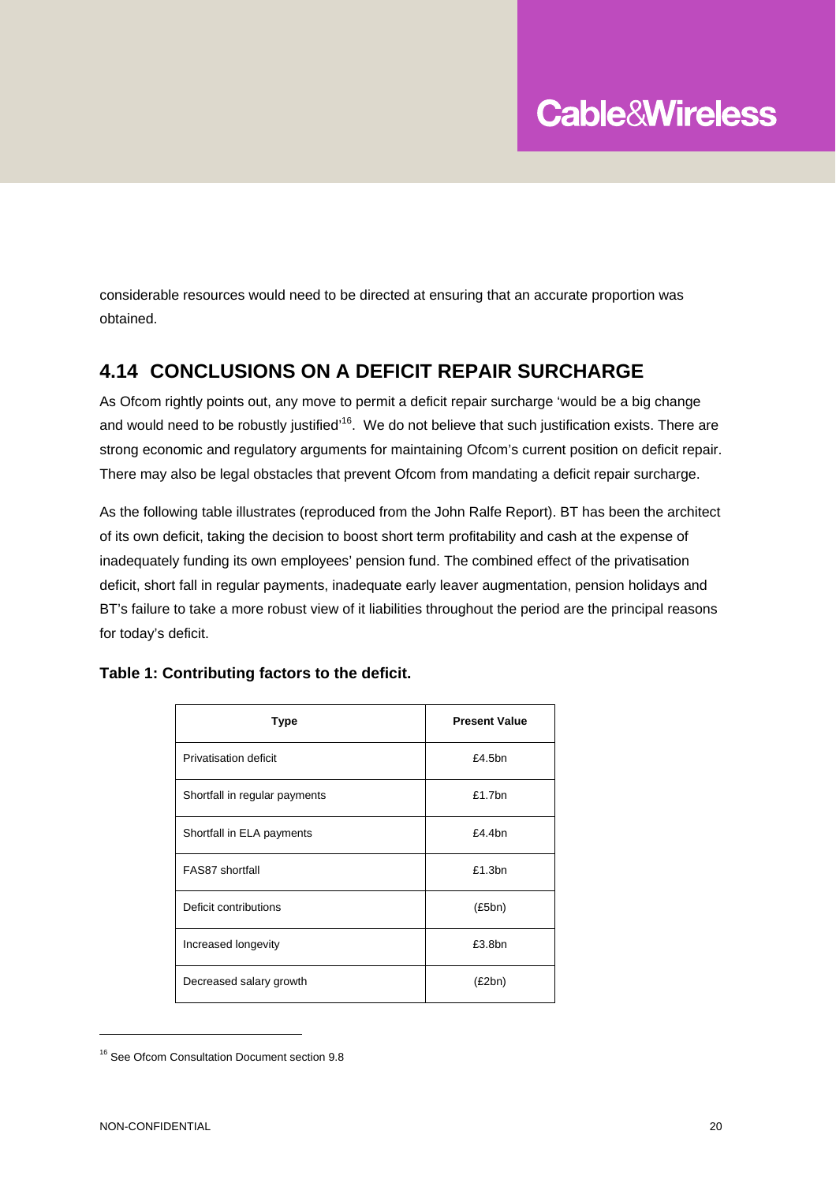considerable resources would need to be directed at ensuring that an accurate proportion was obtained.

## 4.14 CONCLUSIONS ON A DEFICIT REPAIR SURCHARGE

As Ofcom rightly points out, any move to permit a deficit repair surcharge 'would be a big change and would need to be robustly justified'[16]. We do not believe that such justification exists. There are strong economic and regulatory arguments for maintaining Ofcom's current position on deficit repair. There may also be legal obstacles that prevent Ofcom from mandating a deficit repair surcharge.

As the following table illustrates (reproduced from the John Ralfe Report). BT has been the architect of its own deficit, taking the decision to boost short term profitability and cash at the expense of inadequately funding its own employees' pension fund. The combined effect of the privatisation deficit, short fall in regular payments, inadequate early leaver augmentation, pension holidays and BT's failure to take a more robust view of it liabilities throughout the period are the principal reasons for today's deficit.

**Table 1: Contributing factors to the deficit.**

| Type | Present Value |
|---|---|
| Privatisation deficit | £4.5bn |
| Shortfall in regular payments | £1.7bn |
| Shortfall in ELA payments | £4.4bn |
| FAS87 shortfall | £1.3bn |
| Deficit contributions | (£5bn) |
| Increased longevity | £3.8bn |
| Decreased salary growth | (£2bn) |

[16] See Ofcom Consultation Document section 9.8

NON-CONFIDENTIAL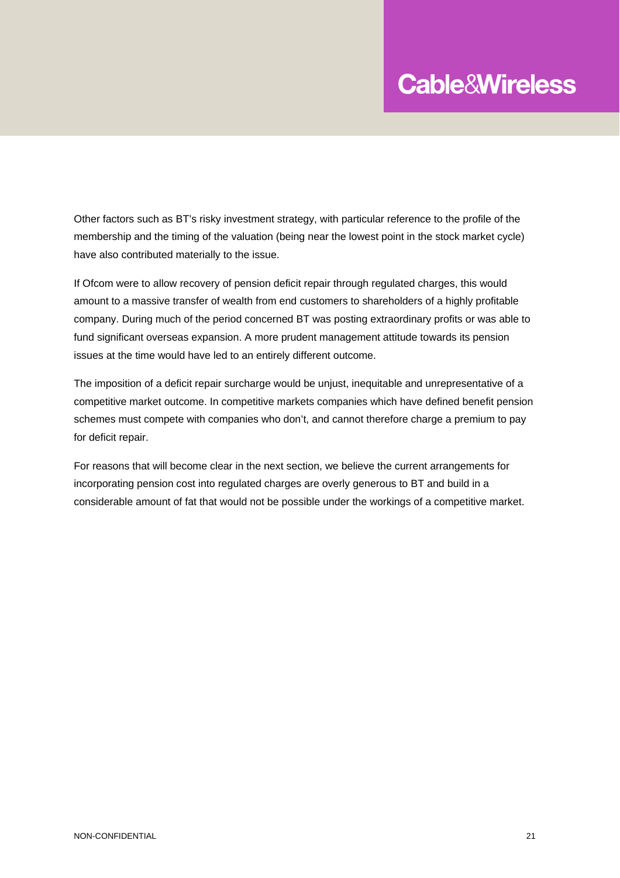Other factors such as BT's risky investment strategy, with particular reference to the profile of the membership and the timing of the valuation (being near the lowest point in the stock market cycle) have also contributed materially to the issue.

If Ofcom were to allow recovery of pension deficit repair through regulated charges, this would amount to a massive transfer of wealth from end customers to shareholders of a highly profitable company. During much of the period concerned BT was posting extraordinary profits or was able to fund significant overseas expansion. A more prudent management attitude towards its pension issues at the time would have led to an entirely different outcome.

The imposition of a deficit repair surcharge would be unjust, inequitable and unrepresentative of a competitive market outcome. In competitive markets companies which have defined benefit pension schemes must compete with companies who don't, and cannot therefore charge a premium to pay for deficit repair.

For reasons that will become clear in the next section, we believe the current arrangements for incorporating pension cost into regulated charges are overly generous to BT and build in a considerable amount of fat that would not be possible under the workings of a competitive market.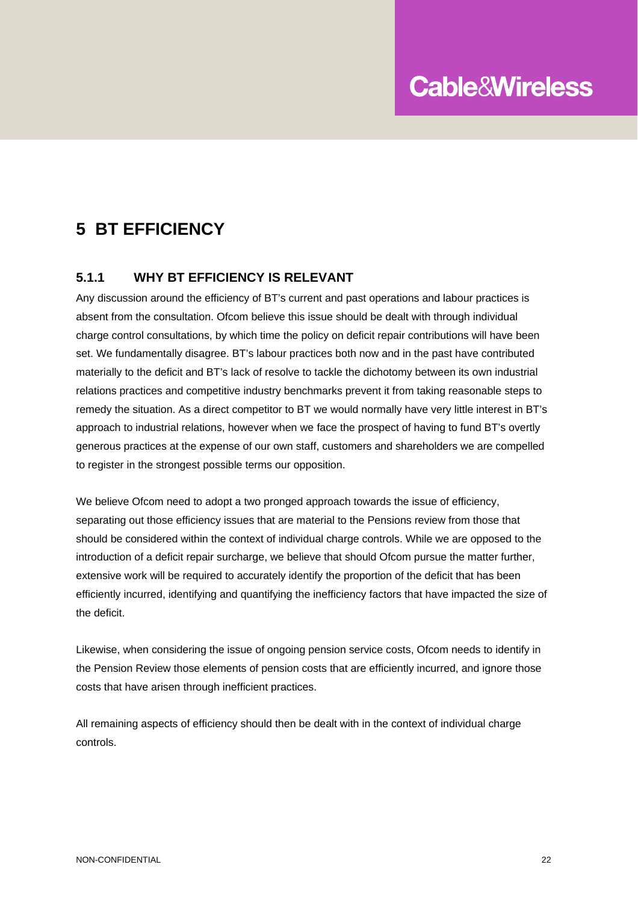# 5 BT EFFICIENCY

### 5.1.1 WHY BT EFFICIENCY IS RELEVANT

Any discussion around the efficiency of BT's current and past operations and labour practices is absent from the consultation. Ofcom believe this issue should be dealt with through individual charge control consultations, by which time the policy on deficit repair contributions will have been set. We fundamentally disagree. BT's labour practices both now and in the past have contributed materially to the deficit and BT's lack of resolve to tackle the dichotomy between its own industrial relations practices and competitive industry benchmarks prevent it from taking reasonable steps to remedy the situation. As a direct competitor to BT we would normally have very little interest in BT's approach to industrial relations, however when we face the prospect of having to fund BT's overtly generous practices at the expense of our own staff, customers and shareholders we are compelled to register in the strongest possible terms our opposition.

We believe Ofcom need to adopt a two pronged approach towards the issue of efficiency, separating out those efficiency issues that are material to the Pensions review from those that should be considered within the context of individual charge controls. While we are opposed to the introduction of a deficit repair surcharge, we believe that should Ofcom pursue the matter further, extensive work will be required to accurately identify the proportion of the deficit that has been efficiently incurred, identifying and quantifying the inefficiency factors that have impacted the size of the deficit.

Likewise, when considering the issue of ongoing pension service costs, Ofcom needs to identify in the Pension Review those elements of pension costs that are efficiently incurred, and ignore those costs that have arisen through inefficient practices.

All remaining aspects of efficiency should then be dealt with in the context of individual charge controls.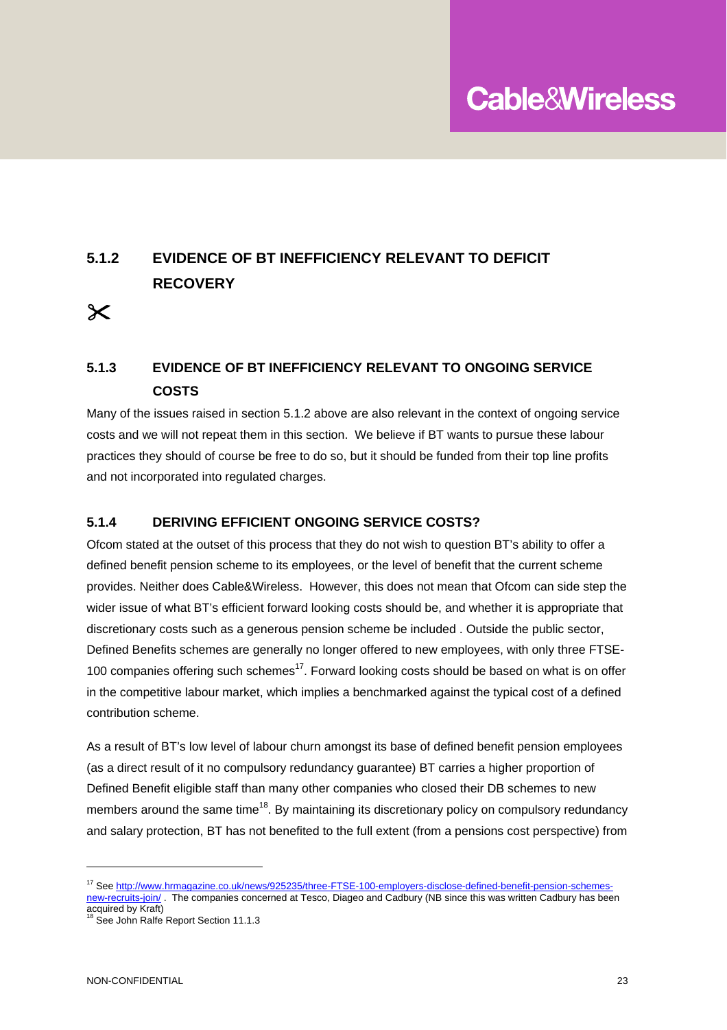### 5.1.2 EVIDENCE OF BT INEFFICIENCY RELEVANT TO DEFICIT RECOVERY

✂

### 5.1.3 EVIDENCE OF BT INEFFICIENCY RELEVANT TO ONGOING SERVICE COSTS

Many of the issues raised in section 5.1.2 above are also relevant in the context of ongoing service costs and we will not repeat them in this section. We believe if BT wants to pursue these labour practices they should of course be free to do so, but it should be funded from their top line profits and not incorporated into regulated charges.

### 5.1.4 DERIVING EFFICIENT ONGOING SERVICE COSTS?

Ofcom stated at the outset of this process that they do not wish to question BT's ability to offer a defined benefit pension scheme to its employees, or the level of benefit that the current scheme provides. Neither does Cable&Wireless. However, this does not mean that Ofcom can side step the wider issue of what BT's efficient forward looking costs should be, and whether it is appropriate that discretionary costs such as a generous pension scheme be included . Outside the public sector, Defined Benefits schemes are generally no longer offered to new employees, with only three FTSE-100 companies offering such schemes[17]. Forward looking costs should be based on what is on offer in the competitive labour market, which implies a benchmarked against the typical cost of a defined contribution scheme.

As a result of BT's low level of labour churn amongst its base of defined benefit pension employees (as a direct result of it no compulsory redundancy guarantee) BT carries a higher proportion of Defined Benefit eligible staff than many other companies who closed their DB schemes to new members around the same time[18]. By maintaining its discretionary policy on compulsory redundancy and salary protection, BT has not benefited to the full extent (from a pensions cost perspective) from

---

[17] See http://www.hrmagazine.co.uk/news/925235/three-FTSE-100-employers-disclose-defined-benefit-pension-schemes-new-recruits-join/ . The companies concerned at Tesco, Diageo and Cadbury (NB since this was written Cadbury has been acquired by Kraft)

[18] See John Ralfe Report Section 11.1.3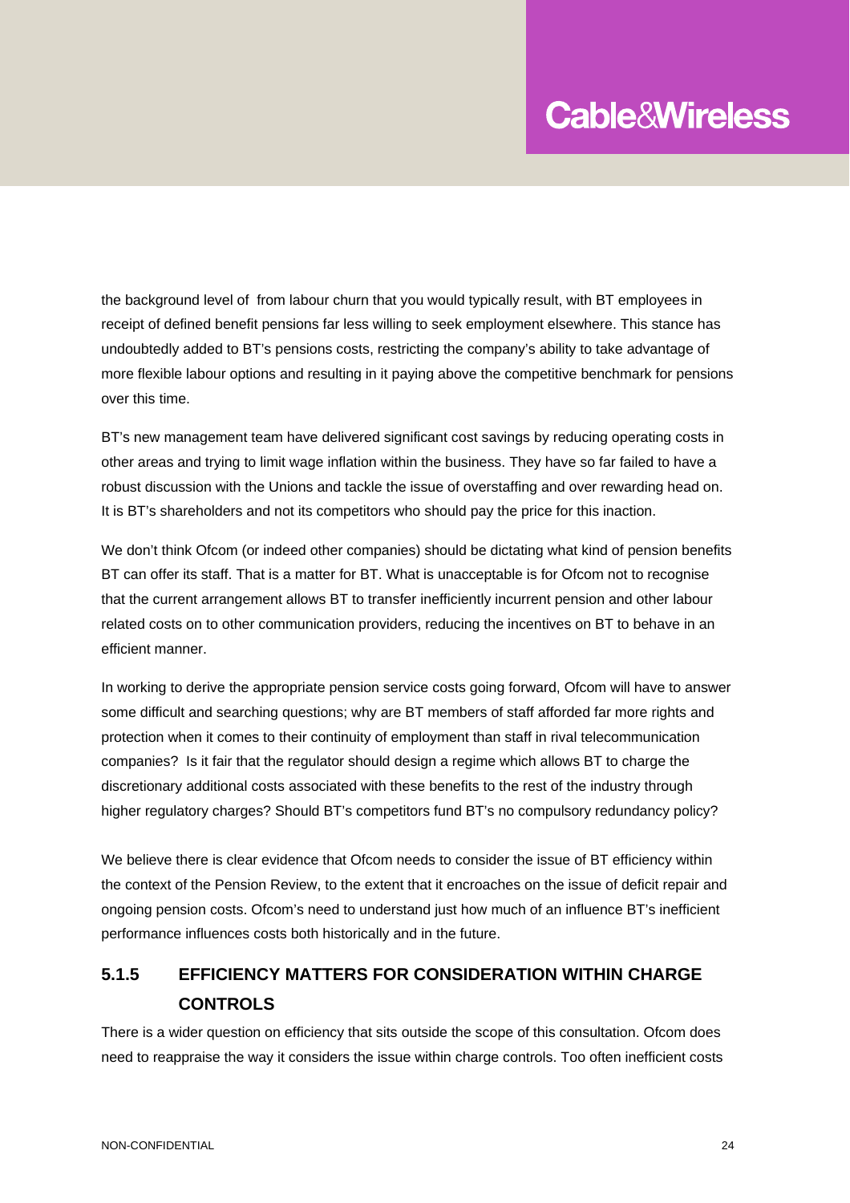the background level of  from labour churn that you would typically result, with BT employees in receipt of defined benefit pensions far less willing to seek employment elsewhere. This stance has undoubtedly added to BT's pensions costs, restricting the company's ability to take advantage of more flexible labour options and resulting in it paying above the competitive benchmark for pensions over this time.

BT's new management team have delivered significant cost savings by reducing operating costs in other areas and trying to limit wage inflation within the business. They have so far failed to have a robust discussion with the Unions and tackle the issue of overstaffing and over rewarding head on. It is BT's shareholders and not its competitors who should pay the price for this inaction.

We don't think Ofcom (or indeed other companies) should be dictating what kind of pension benefits BT can offer its staff. That is a matter for BT. What is unacceptable is for Ofcom not to recognise that the current arrangement allows BT to transfer inefficiently incurrent pension and other labour related costs on to other communication providers, reducing the incentives on BT to behave in an efficient manner.

In working to derive the appropriate pension service costs going forward, Ofcom will have to answer some difficult and searching questions; why are BT members of staff afforded far more rights and protection when it comes to their continuity of employment than staff in rival telecommunication companies?  Is it fair that the regulator should design a regime which allows BT to charge the discretionary additional costs associated with these benefits to the rest of the industry through higher regulatory charges? Should BT's competitors fund BT's no compulsory redundancy policy?

We believe there is clear evidence that Ofcom needs to consider the issue of BT efficiency within the context of the Pension Review, to the extent that it encroaches on the issue of deficit repair and ongoing pension costs. Ofcom's need to understand just how much of an influence BT's inefficient performance influences costs both historically and in the future.

### 5.1.5 EFFICIENCY MATTERS FOR CONSIDERATION WITHIN CHARGE CONTROLS

There is a wider question on efficiency that sits outside the scope of this consultation. Ofcom does need to reappraise the way it considers the issue within charge controls. Too often inefficient costs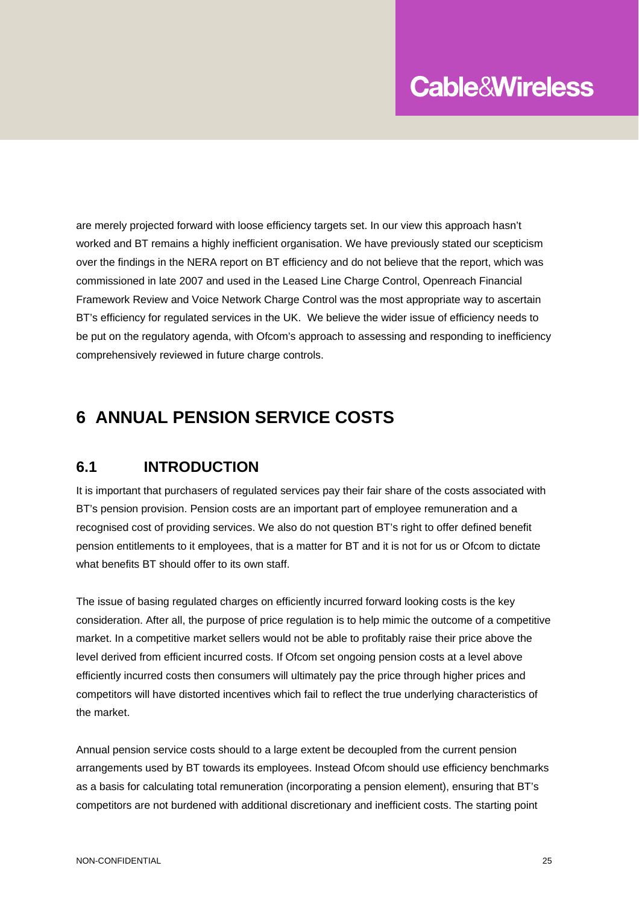are merely projected forward with loose efficiency targets set. In our view this approach hasn't worked and BT remains a highly inefficient organisation. We have previously stated our scepticism over the findings in the NERA report on BT efficiency and do not believe that the report, which was commissioned in late 2007 and used in the Leased Line Charge Control, Openreach Financial Framework Review and Voice Network Charge Control was the most appropriate way to ascertain BT's efficiency for regulated services in the UK. We believe the wider issue of efficiency needs to be put on the regulatory agenda, with Ofcom's approach to assessing and responding to inefficiency comprehensively reviewed in future charge controls.

# 6 ANNUAL PENSION SERVICE COSTS

## 6.1 INTRODUCTION

It is important that purchasers of regulated services pay their fair share of the costs associated with BT's pension provision. Pension costs are an important part of employee remuneration and a recognised cost of providing services. We also do not question BT's right to offer defined benefit pension entitlements to it employees, that is a matter for BT and it is not for us or Ofcom to dictate what benefits BT should offer to its own staff.

The issue of basing regulated charges on efficiently incurred forward looking costs is the key consideration. After all, the purpose of price regulation is to help mimic the outcome of a competitive market. In a competitive market sellers would not be able to profitably raise their price above the level derived from efficient incurred costs. If Ofcom set ongoing pension costs at a level above efficiently incurred costs then consumers will ultimately pay the price through higher prices and competitors will have distorted incentives which fail to reflect the true underlying characteristics of the market.

Annual pension service costs should to a large extent be decoupled from the current pension arrangements used by BT towards its employees. Instead Ofcom should use efficiency benchmarks as a basis for calculating total remuneration (incorporating a pension element), ensuring that BT's competitors are not burdened with additional discretionary and inefficient costs. The starting point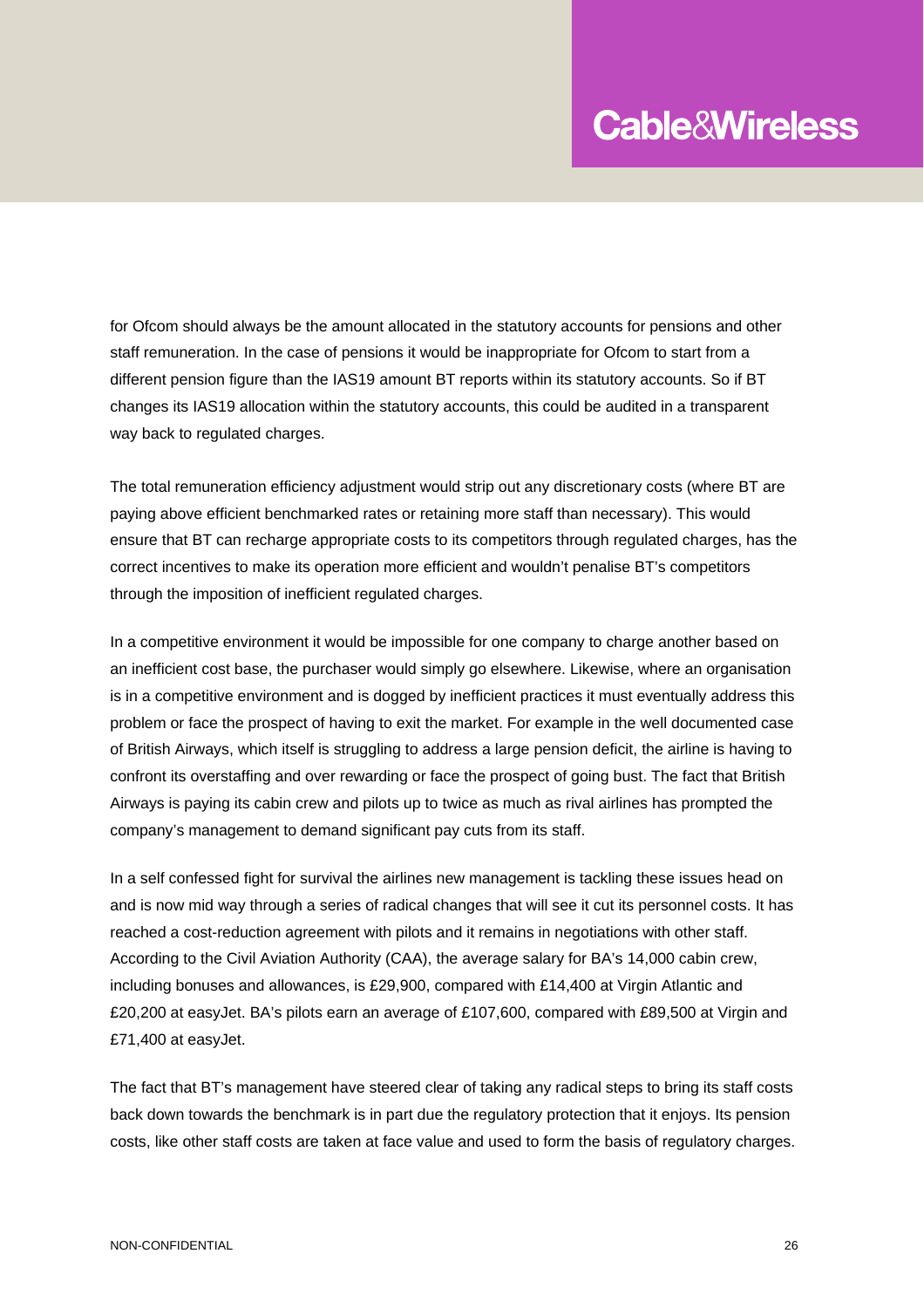for Ofcom should always be the amount allocated in the statutory accounts for pensions and other staff remuneration. In the case of pensions it would be inappropriate for Ofcom to start from a different pension figure than the IAS19 amount BT reports within its statutory accounts. So if BT changes its IAS19 allocation within the statutory accounts, this could be audited in a transparent way back to regulated charges.

The total remuneration efficiency adjustment would strip out any discretionary costs (where BT are paying above efficient benchmarked rates or retaining more staff than necessary). This would ensure that BT can recharge appropriate costs to its competitors through regulated charges, has the correct incentives to make its operation more efficient and wouldn't penalise BT's competitors through the imposition of inefficient regulated charges.

In a competitive environment it would be impossible for one company to charge another based on an inefficient cost base, the purchaser would simply go elsewhere. Likewise, where an organisation is in a competitive environment and is dogged by inefficient practices it must eventually address this problem or face the prospect of having to exit the market. For example in the well documented case of British Airways, which itself is struggling to address a large pension deficit, the airline is having to confront its overstaffing and over rewarding or face the prospect of going bust. The fact that British Airways is paying its cabin crew and pilots up to twice as much as rival airlines has prompted the company's management to demand significant pay cuts from its staff.

In a self confessed fight for survival the airlines new management is tackling these issues head on and is now mid way through a series of radical changes that will see it cut its personnel costs. It has reached a cost-reduction agreement with pilots and it remains in negotiations with other staff. According to the Civil Aviation Authority (CAA), the average salary for BA's 14,000 cabin crew, including bonuses and allowances, is £29,900, compared with £14,400 at Virgin Atlantic and £20,200 at easyJet. BA's pilots earn an average of £107,600, compared with £89,500 at Virgin and £71,400 at easyJet.

The fact that BT's management have steered clear of taking any radical steps to bring its staff costs back down towards the benchmark is in part due the regulatory protection that it enjoys. Its pension costs, like other staff costs are taken at face value and used to form the basis of regulatory charges.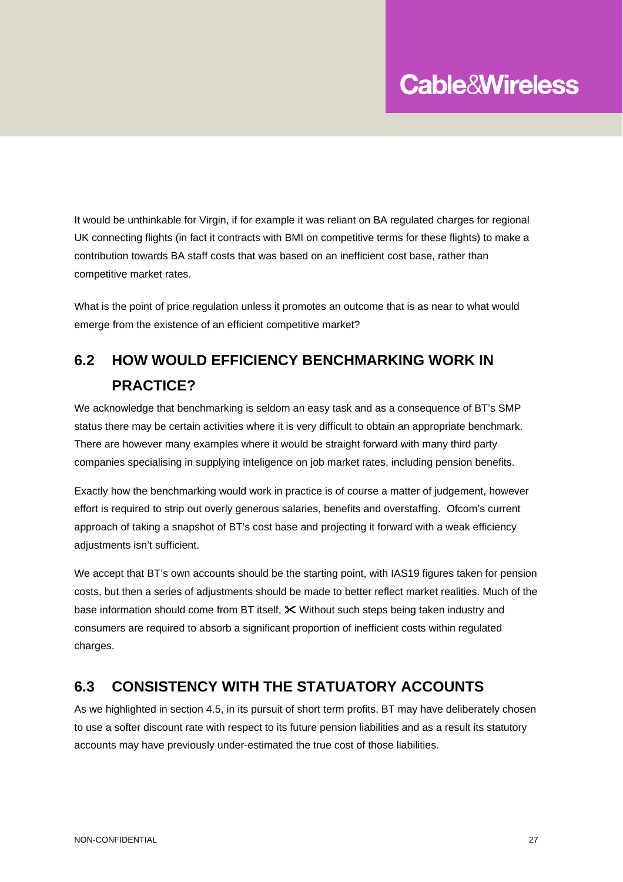It would be unthinkable for Virgin, if for example it was reliant on BA regulated charges for regional UK connecting flights (in fact it contracts with BMI on competitive terms for these flights) to make a contribution towards BA staff costs that was based on an inefficient cost base, rather than competitive market rates.

What is the point of price regulation unless it promotes an outcome that is as near to what would emerge from the existence of an efficient competitive market?

## 6.2 HOW WOULD EFFICIENCY BENCHMARKING WORK IN PRACTICE?

We acknowledge that benchmarking is seldom an easy task and as a consequence of BT's SMP status there may be certain activities where it is very difficult to obtain an appropriate benchmark. There are however many examples where it would be straight forward with many third party companies specialising in supplying inteligence on job market rates, including pension benefits.

Exactly how the benchmarking would work in practice is of course a matter of judgement, however effort is required to strip out overly generous salaries, benefits and overstaffing. Ofcom's current approach of taking a snapshot of BT's cost base and projecting it forward with a weak efficiency adjustments isn't sufficient.

We accept that BT's own accounts should be the starting point, with IAS19 figures taken for pension costs, but then a series of adjustments should be made to better reflect market realities. Much of the base information should come from BT itself, ✂ Without such steps being taken industry and consumers are required to absorb a significant proportion of inefficient costs within regulated charges.

## 6.3 CONSISTENCY WITH THE STATUATORY ACCOUNTS

As we highlighted in section 4.5, in its pursuit of short term profits, BT may have deliberately chosen to use a softer discount rate with respect to its future pension liabilities and as a result its statutory accounts may have previously under-estimated the true cost of those liabilities.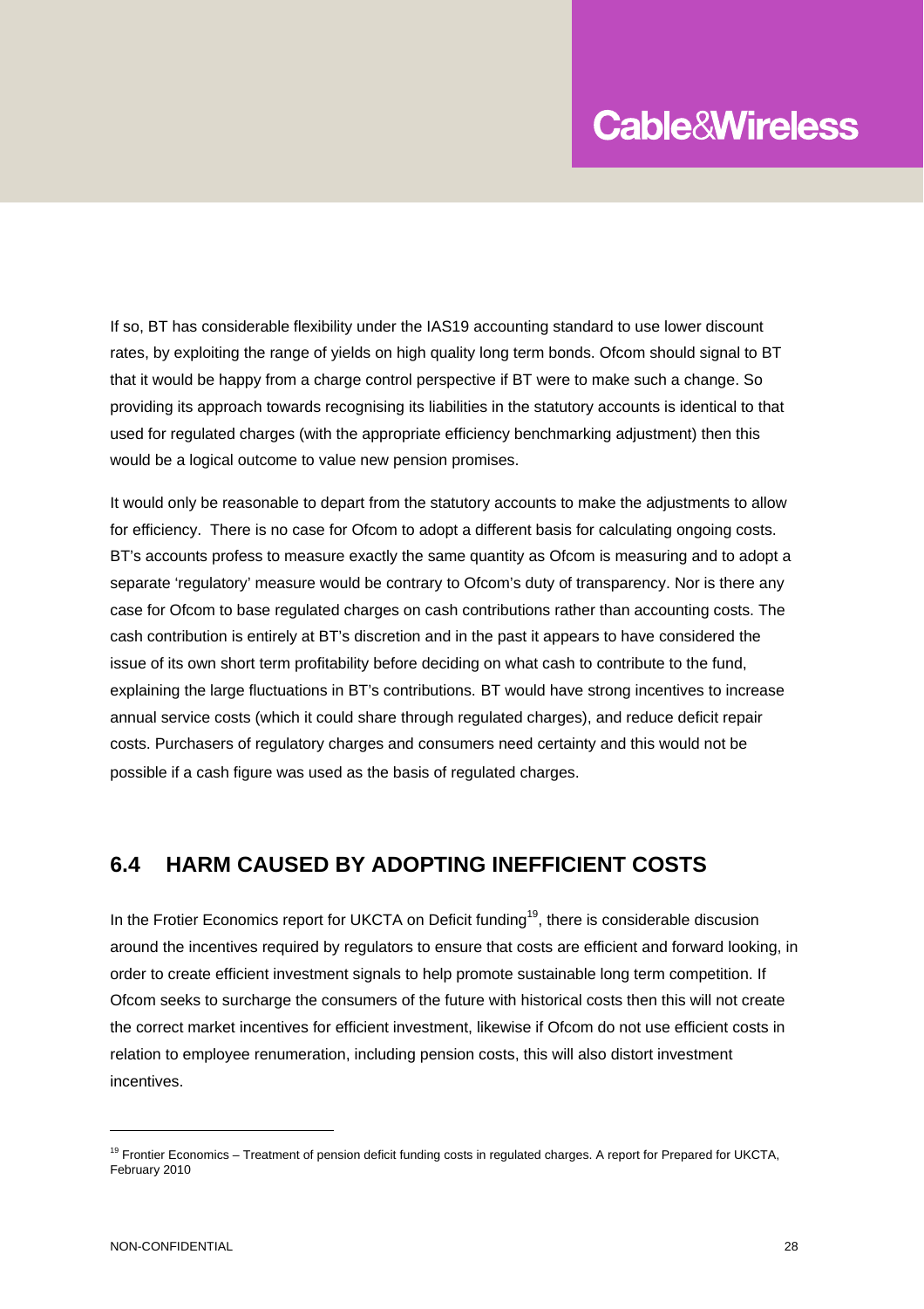If so, BT has considerable flexibility under the IAS19 accounting standard to use lower discount rates, by exploiting the range of yields on high quality long term bonds. Ofcom should signal to BT that it would be happy from a charge control perspective if BT were to make such a change. So providing its approach towards recognising its liabilities in the statutory accounts is identical to that used for regulated charges (with the appropriate efficiency benchmarking adjustment) then this would be a logical outcome to value new pension promises.

It would only be reasonable to depart from the statutory accounts to make the adjustments to allow for efficiency. There is no case for Ofcom to adopt a different basis for calculating ongoing costs. BT's accounts profess to measure exactly the same quantity as Ofcom is measuring and to adopt a separate 'regulatory' measure would be contrary to Ofcom's duty of transparency. Nor is there any case for Ofcom to base regulated charges on cash contributions rather than accounting costs. The cash contribution is entirely at BT's discretion and in the past it appears to have considered the issue of its own short term profitability before deciding on what cash to contribute to the fund, explaining the large fluctuations in BT's contributions. BT would have strong incentives to increase annual service costs (which it could share through regulated charges), and reduce deficit repair costs. Purchasers of regulatory charges and consumers need certainty and this would not be possible if a cash figure was used as the basis of regulated charges.

## 6.4 HARM CAUSED BY ADOPTING INEFFICIENT COSTS

In the Frotier Economics report for UKCTA on Deficit funding[19], there is considerable discusion around the incentives required by regulators to ensure that costs are efficient and forward looking, in order to create efficient investment signals to help promote sustainable long term competition. If Ofcom seeks to surcharge the consumers of the future with historical costs then this will not create the correct market incentives for efficient investment, likewise if Ofcom do not use efficient costs in relation to employee renumeration, including pension costs, this will also distort investment incentives.

[19] Frontier Economics – Treatment of pension deficit funding costs in regulated charges. A report for Prepared for UKCTA, February 2010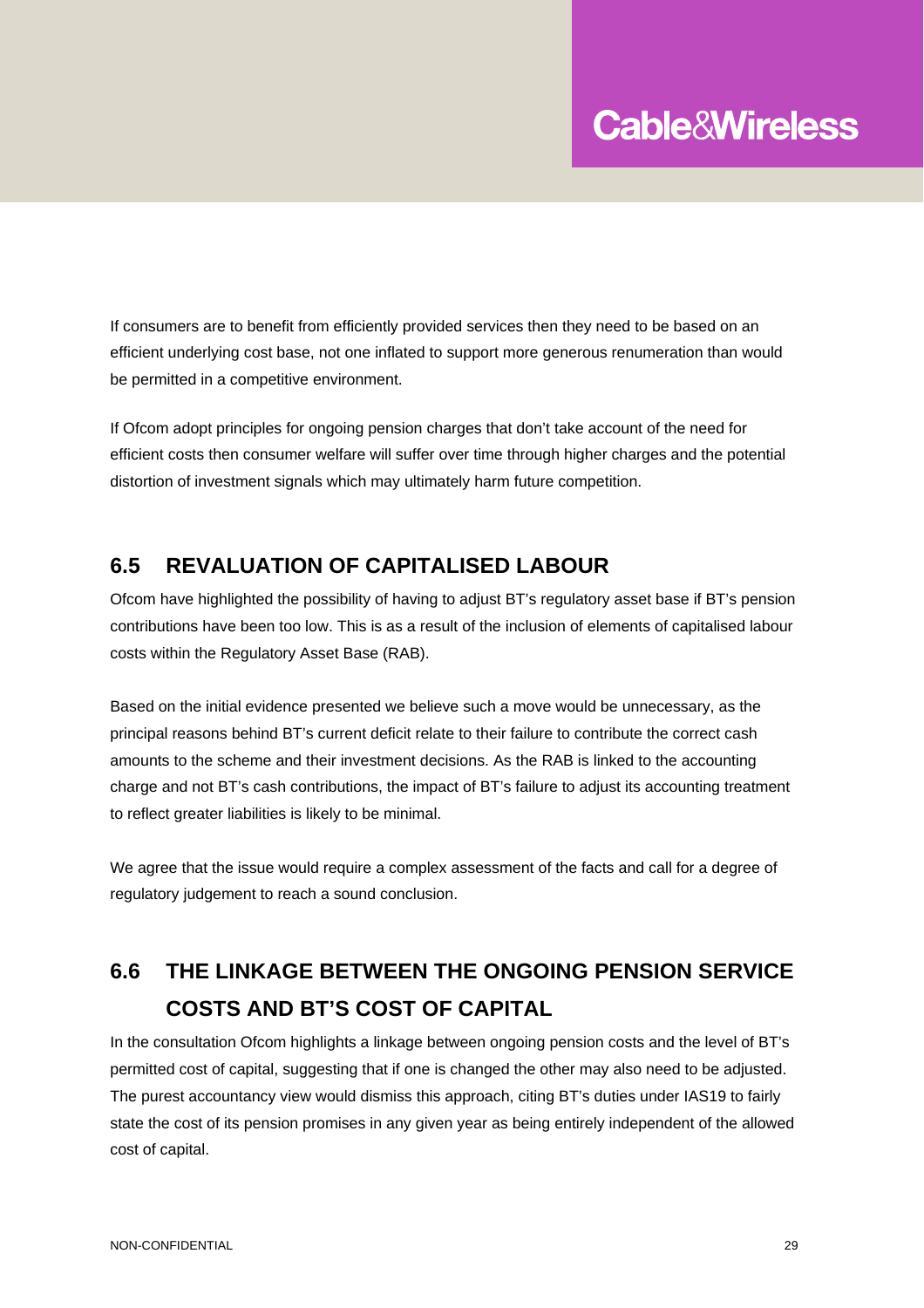If consumers are to benefit from efficiently provided services then they need to be based on an efficient underlying cost base, not one inflated to support more generous renumeration than would be permitted in a competitive environment.

If Ofcom adopt principles for ongoing pension charges that don't take account of the need for efficient costs then consumer welfare will suffer over time through higher charges and the potential distortion of investment signals which may ultimately harm future competition.

## 6.5 REVALUATION OF CAPITALISED LABOUR

Ofcom have highlighted the possibility of having to adjust BT's regulatory asset base if BT's pension contributions have been too low. This is as a result of the inclusion of elements of capitalised labour costs within the Regulatory Asset Base (RAB).

Based on the initial evidence presented we believe such a move would be unnecessary, as the principal reasons behind BT's current deficit relate to their failure to contribute the correct cash amounts to the scheme and their investment decisions. As the RAB is linked to the accounting charge and not BT's cash contributions, the impact of BT's failure to adjust its accounting treatment to reflect greater liabilities is likely to be minimal.

We agree that the issue would require a complex assessment of the facts and call for a degree of regulatory judgement to reach a sound conclusion.

## 6.6 THE LINKAGE BETWEEN THE ONGOING PENSION SERVICE COSTS AND BT'S COST OF CAPITAL

In the consultation Ofcom highlights a linkage between ongoing pension costs and the level of BT's permitted cost of capital, suggesting that if one is changed the other may also need to be adjusted. The purest accountancy view would dismiss this approach, citing BT's duties under IAS19 to fairly state the cost of its pension promises in any given year as being entirely independent of the allowed cost of capital.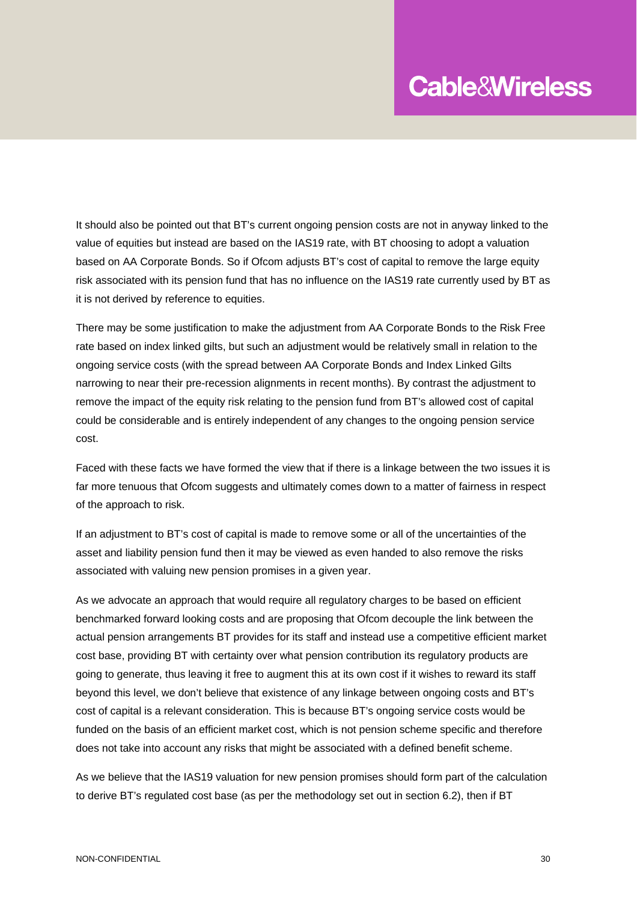It should also be pointed out that BT's current ongoing pension costs are not in anyway linked to the value of equities but instead are based on the IAS19 rate, with BT choosing to adopt a valuation based on AA Corporate Bonds. So if Ofcom adjusts BT's cost of capital to remove the large equity risk associated with its pension fund that has no influence on the IAS19 rate currently used by BT as it is not derived by reference to equities.

There may be some justification to make the adjustment from AA Corporate Bonds to the Risk Free rate based on index linked gilts, but such an adjustment would be relatively small in relation to the ongoing service costs (with the spread between AA Corporate Bonds and Index Linked Gilts narrowing to near their pre-recession alignments in recent months). By contrast the adjustment to remove the impact of the equity risk relating to the pension fund from BT's allowed cost of capital could be considerable and is entirely independent of any changes to the ongoing pension service cost.

Faced with these facts we have formed the view that if there is a linkage between the two issues it is far more tenuous that Ofcom suggests and ultimately comes down to a matter of fairness in respect of the approach to risk.

If an adjustment to BT's cost of capital is made to remove some or all of the uncertainties of the asset and liability pension fund then it may be viewed as even handed to also remove the risks associated with valuing new pension promises in a given year.

As we advocate an approach that would require all regulatory charges to be based on efficient benchmarked forward looking costs and are proposing that Ofcom decouple the link between the actual pension arrangements BT provides for its staff and instead use a competitive efficient market cost base, providing BT with certainty over what pension contribution its regulatory products are going to generate, thus leaving it free to augment this at its own cost if it wishes to reward its staff beyond this level, we don't believe that existence of any linkage between ongoing costs and BT's cost of capital is a relevant consideration. This is because BT's ongoing service costs would be funded on the basis of an efficient market cost, which is not pension scheme specific and therefore does not take into account any risks that might be associated with a defined benefit scheme.

As we believe that the IAS19 valuation for new pension promises should form part of the calculation to derive BT's regulated cost base (as per the methodology set out in section 6.2), then if BT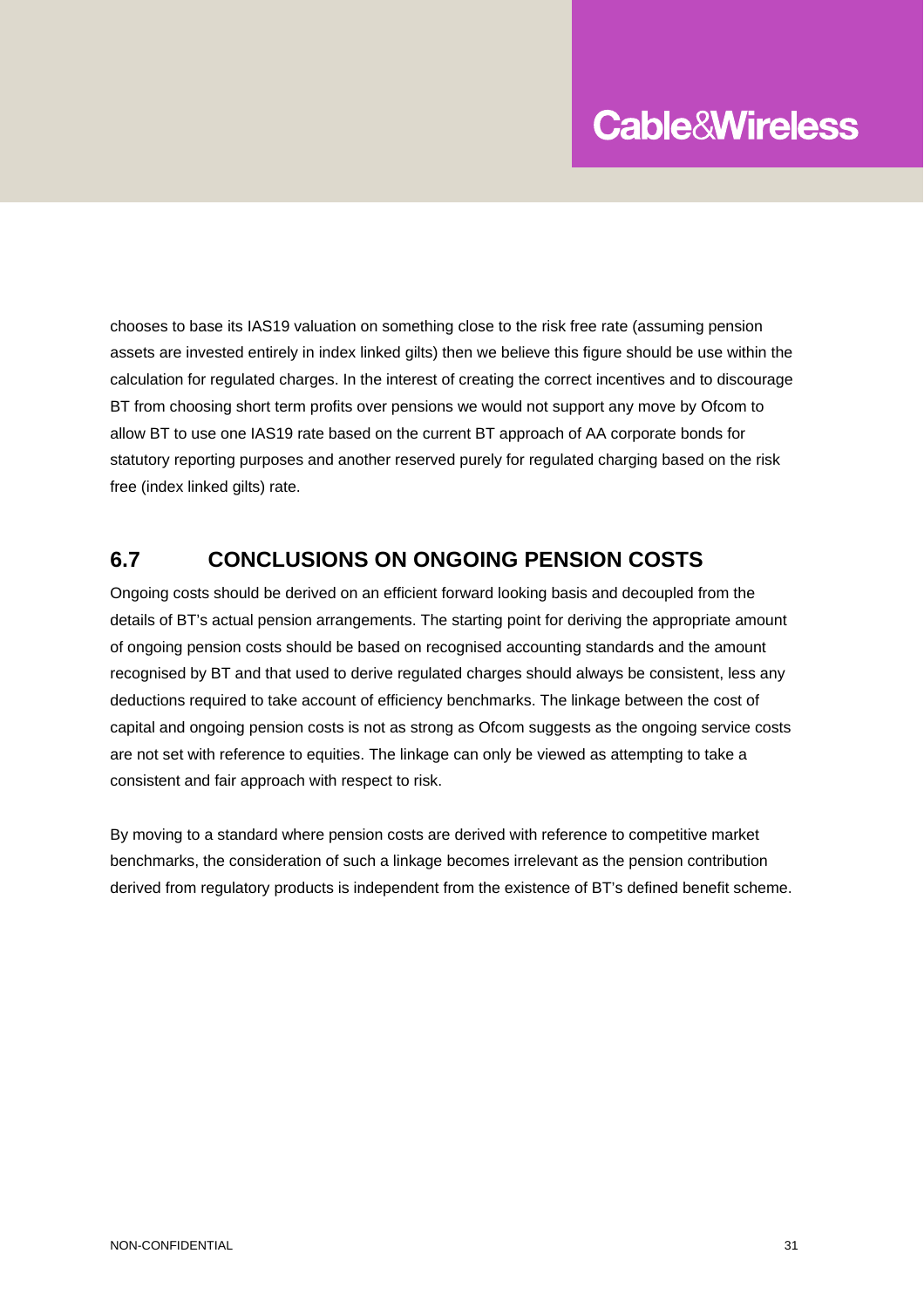chooses to base its IAS19 valuation on something close to the risk free rate (assuming pension assets are invested entirely in index linked gilts) then we believe this figure should be use within the calculation for regulated charges. In the interest of creating the correct incentives and to discourage BT from choosing short term profits over pensions we would not support any move by Ofcom to allow BT to use one IAS19 rate based on the current BT approach of AA corporate bonds for statutory reporting purposes and another reserved purely for regulated charging based on the risk free (index linked gilts) rate.

## 6.7 CONCLUSIONS ON ONGOING PENSION COSTS

Ongoing costs should be derived on an efficient forward looking basis and decoupled from the details of BT's actual pension arrangements. The starting point for deriving the appropriate amount of ongoing pension costs should be based on recognised accounting standards and the amount recognised by BT and that used to derive regulated charges should always be consistent, less any deductions required to take account of efficiency benchmarks. The linkage between the cost of capital and ongoing pension costs is not as strong as Ofcom suggests as the ongoing service costs are not set with reference to equities. The linkage can only be viewed as attempting to take a consistent and fair approach with respect to risk.

By moving to a standard where pension costs are derived with reference to competitive market benchmarks, the consideration of such a linkage becomes irrelevant as the pension contribution derived from regulatory products is independent from the existence of BT's defined benefit scheme.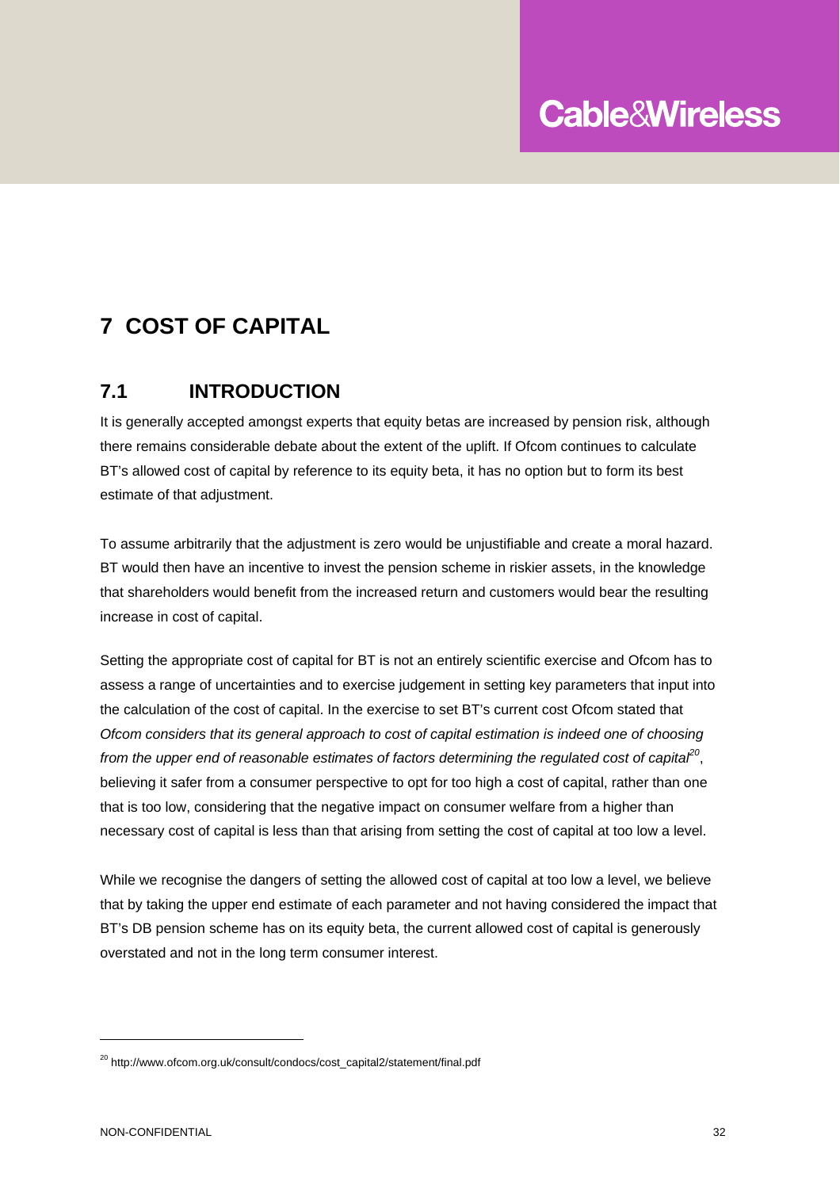# 7 COST OF CAPITAL

## 7.1 INTRODUCTION

It is generally accepted amongst experts that equity betas are increased by pension risk, although there remains considerable debate about the extent of the uplift. If Ofcom continues to calculate BT's allowed cost of capital by reference to its equity beta, it has no option but to form its best estimate of that adjustment.

To assume arbitrarily that the adjustment is zero would be unjustifiable and create a moral hazard. BT would then have an incentive to invest the pension scheme in riskier assets, in the knowledge that shareholders would benefit from the increased return and customers would bear the resulting increase in cost of capital.

Setting the appropriate cost of capital for BT is not an entirely scientific exercise and Ofcom has to assess a range of uncertainties and to exercise judgement in setting key parameters that input into the calculation of the cost of capital. In the exercise to set BT's current cost Ofcom stated that *Ofcom considers that its general approach to cost of capital estimation is indeed one of choosing from the upper end of reasonable estimates of factors determining the regulated cost of capital*[20], believing it safer from a consumer perspective to opt for too high a cost of capital, rather than one that is too low, considering that the negative impact on consumer welfare from a higher than necessary cost of capital is less than that arising from setting the cost of capital at too low a level.

While we recognise the dangers of setting the allowed cost of capital at too low a level, we believe that by taking the upper end estimate of each parameter and not having considered the impact that BT's DB pension scheme has on its equity beta, the current allowed cost of capital is generously overstated and not in the long term consumer interest.

---

[20] http://www.ofcom.org.uk/consult/condocs/cost_capital2/statement/final.pdf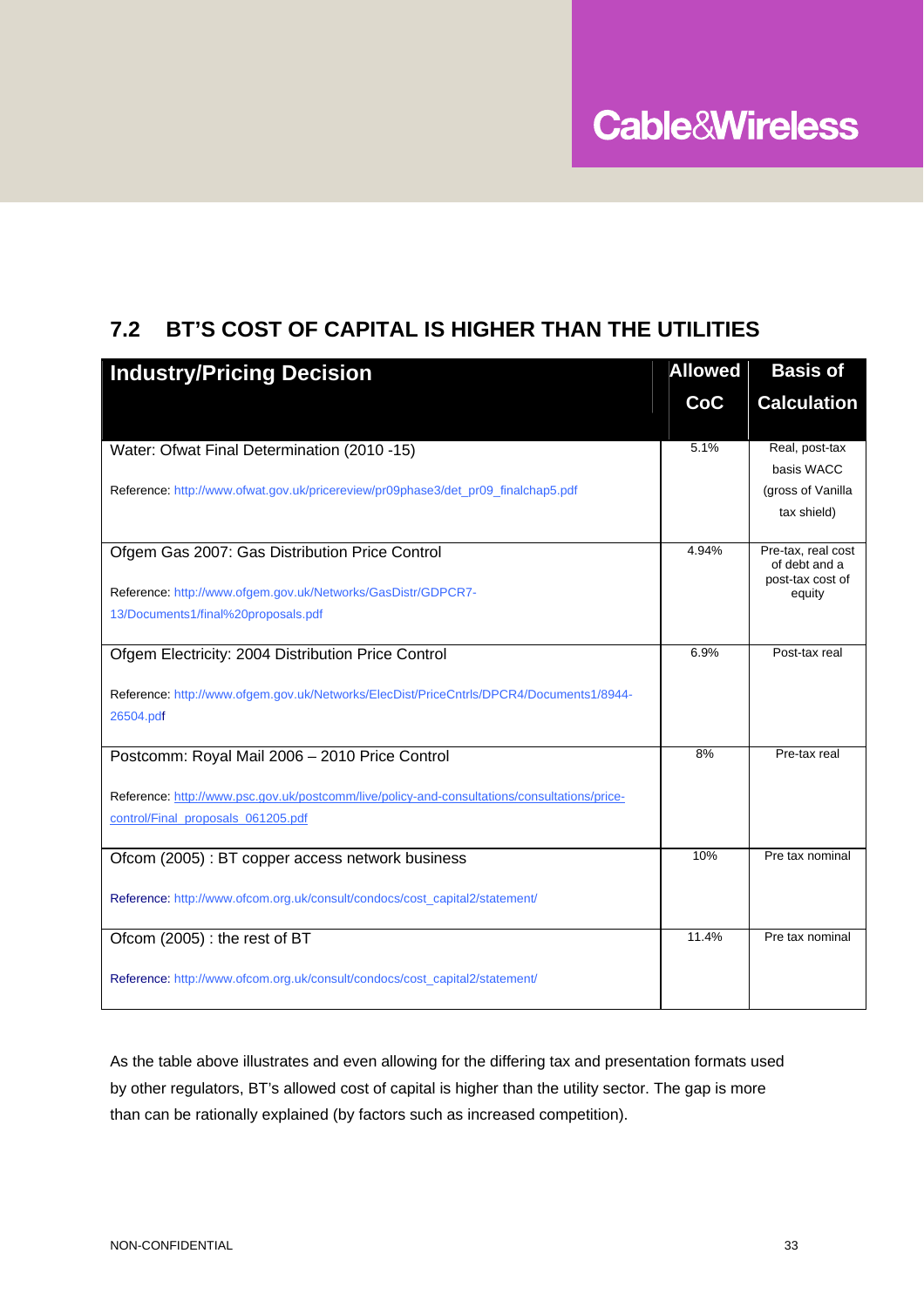## 7.2 BT'S COST OF CAPITAL IS HIGHER THAN THE UTILITIES

| Industry/Pricing Decision | Allowed CoC | Basis of Calculation |
|---|---|---|
| Water: Ofwat Final Determination (2010 -15)<br><br>Reference: http://www.ofwat.gov.uk/pricereview/pr09phase3/det_pr09_finalchap5.pdf | 5.1% | Real, post-tax basis WACC (gross of Vanilla tax shield) |
| Ofgem Gas 2007: Gas Distribution Price Control<br><br>Reference: http://www.ofgem.gov.uk/Networks/GasDistr/GDPCR7-13/Documents1/final%20proposals.pdf | 4.94% | Pre-tax, real cost of debt and a post-tax cost of equity |
| Ofgem Electricity: 2004 Distribution Price Control<br><br>Reference: http://www.ofgem.gov.uk/Networks/ElecDist/PriceCntrls/DPCR4/Documents1/8944-26504.pdf | 6.9% | Post-tax real |
| Postcomm: Royal Mail 2006 – 2010 Price Control<br><br>Reference: http://www.psc.gov.uk/postcomm/live/policy-and-consultations/consultations/price-control/Final_proposals_061205.pdf | 8% | Pre-tax real |
| Ofcom (2005) : BT copper access network business<br><br>Reference: http://www.ofcom.org.uk/consult/condocs/cost_capital2/statement/ | 10% | Pre tax nominal |
| Ofcom (2005) : the rest of BT<br><br>Reference: http://www.ofcom.org.uk/consult/condocs/cost_capital2/statement/ | 11.4% | Pre tax nominal |

As the table above illustrates and even allowing for the differing tax and presentation formats used by other regulators, BT's allowed cost of capital is higher than the utility sector. The gap is more than can be rationally explained (by factors such as increased competition).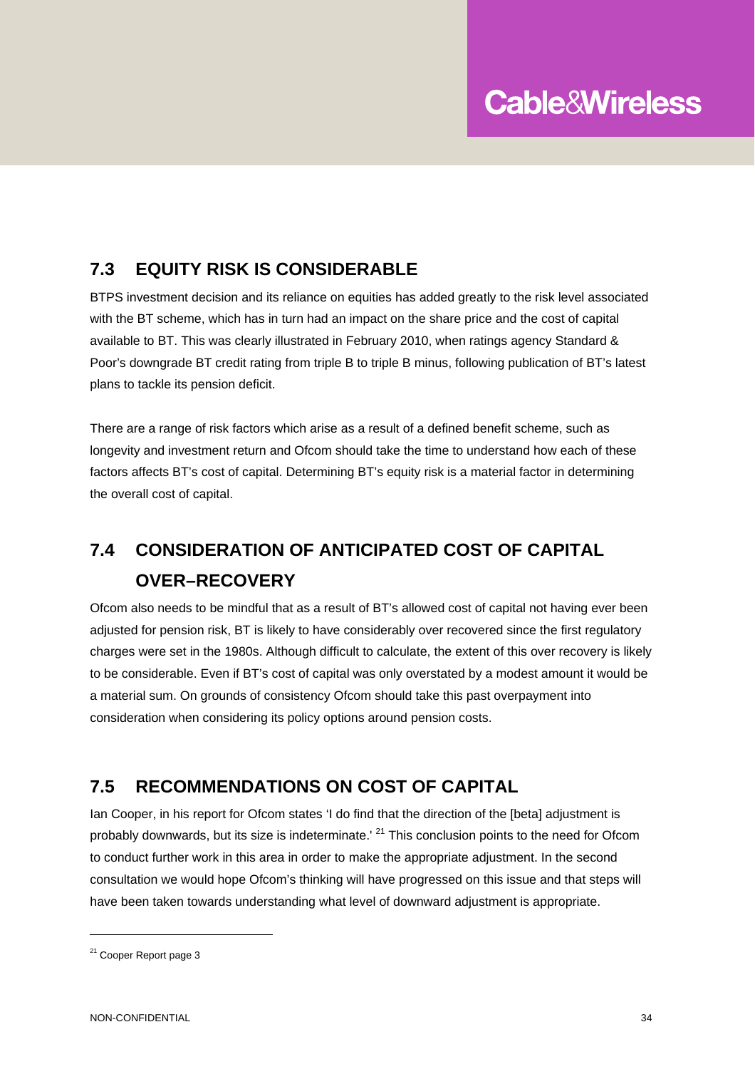## 7.3 EQUITY RISK IS CONSIDERABLE

BTPS investment decision and its reliance on equities has added greatly to the risk level associated with the BT scheme, which has in turn had an impact on the share price and the cost of capital available to BT. This was clearly illustrated in February 2010, when ratings agency Standard & Poor's downgrade BT credit rating from triple B to triple B minus, following publication of BT's latest plans to tackle its pension deficit.

There are a range of risk factors which arise as a result of a defined benefit scheme, such as longevity and investment return and Ofcom should take the time to understand how each of these factors affects BT's cost of capital. Determining BT's equity risk is a material factor in determining the overall cost of capital.

## 7.4 CONSIDERATION OF ANTICIPATED COST OF CAPITAL OVER–RECOVERY

Ofcom also needs to be mindful that as a result of BT's allowed cost of capital not having ever been adjusted for pension risk, BT is likely to have considerably over recovered since the first regulatory charges were set in the 1980s. Although difficult to calculate, the extent of this over recovery is likely to be considerable. Even if BT's cost of capital was only overstated by a modest amount it would be a material sum. On grounds of consistency Ofcom should take this past overpayment into consideration when considering its policy options around pension costs.

## 7.5 RECOMMENDATIONS ON COST OF CAPITAL

Ian Cooper, in his report for Ofcom states 'I do find that the direction of the [beta] adjustment is probably downwards, but its size is indeterminate.' [21] This conclusion points to the need for Ofcom to conduct further work in this area in order to make the appropriate adjustment. In the second consultation we would hope Ofcom's thinking will have progressed on this issue and that steps will have been taken towards understanding what level of downward adjustment is appropriate.

---

[21] Cooper Report page 3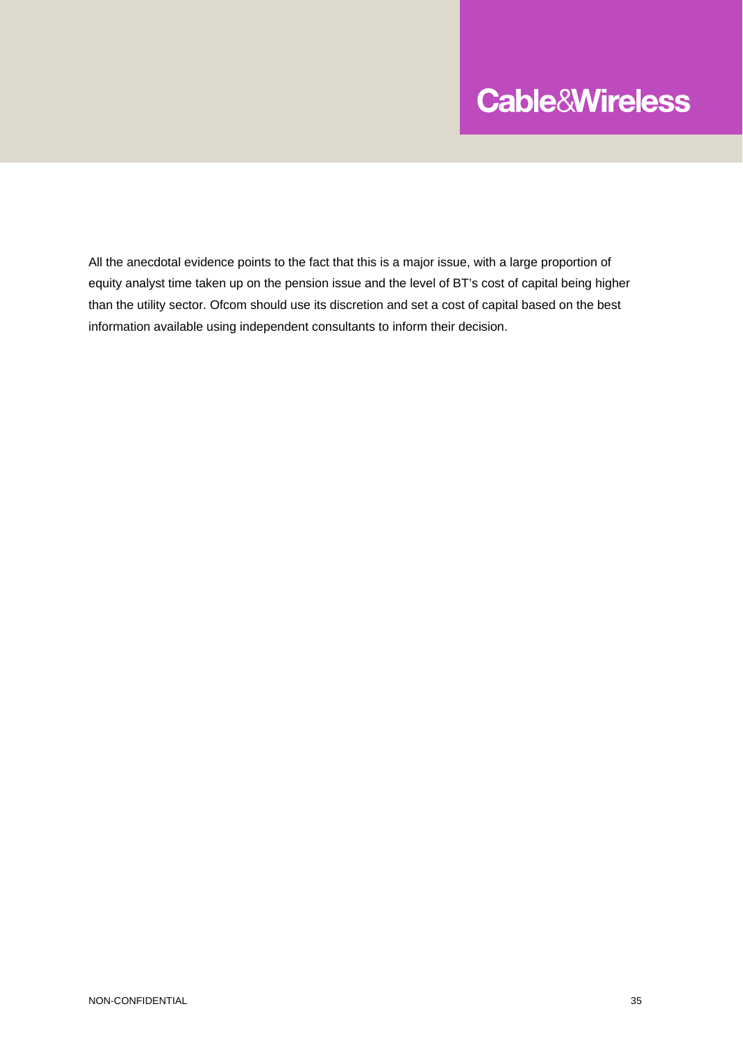All the anecdotal evidence points to the fact that this is a major issue, with a large proportion of equity analyst time taken up on the pension issue and the level of BT's cost of capital being higher than the utility sector. Ofcom should use its discretion and set a cost of capital based on the best information available using independent consultants to inform their decision.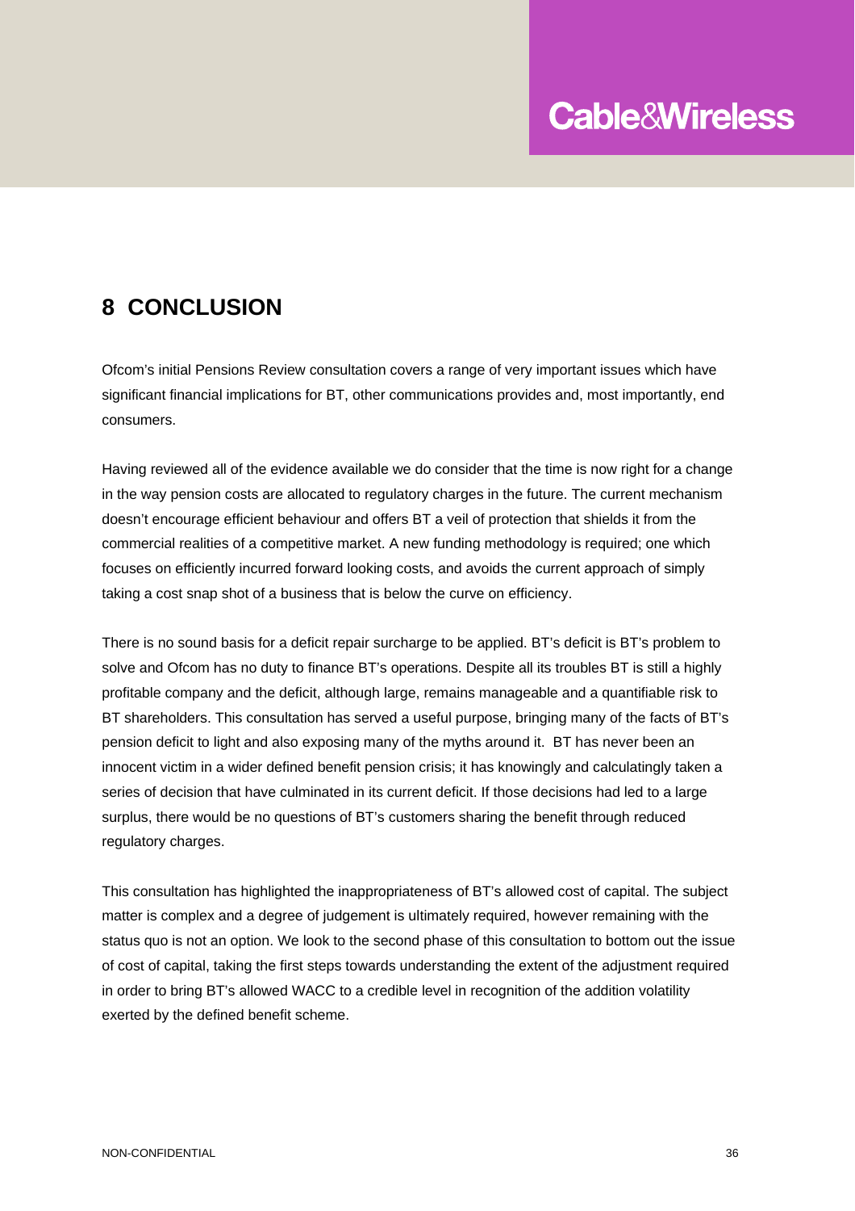## 8 CONCLUSION

Ofcom's initial Pensions Review consultation covers a range of very important issues which have significant financial implications for BT, other communications provides and, most importantly, end consumers.

Having reviewed all of the evidence available we do consider that the time is now right for a change in the way pension costs are allocated to regulatory charges in the future. The current mechanism doesn't encourage efficient behaviour and offers BT a veil of protection that shields it from the commercial realities of a competitive market. A new funding methodology is required; one which focuses on efficiently incurred forward looking costs, and avoids the current approach of simply taking a cost snap shot of a business that is below the curve on efficiency.

There is no sound basis for a deficit repair surcharge to be applied. BT's deficit is BT's problem to solve and Ofcom has no duty to finance BT's operations. Despite all its troubles BT is still a highly profitable company and the deficit, although large, remains manageable and a quantifiable risk to BT shareholders. This consultation has served a useful purpose, bringing many of the facts of BT's pension deficit to light and also exposing many of the myths around it. BT has never been an innocent victim in a wider defined benefit pension crisis; it has knowingly and calculatingly taken a series of decision that have culminated in its current deficit. If those decisions had led to a large surplus, there would be no questions of BT's customers sharing the benefit through reduced regulatory charges.

This consultation has highlighted the inappropriateness of BT's allowed cost of capital. The subject matter is complex and a degree of judgement is ultimately required, however remaining with the status quo is not an option. We look to the second phase of this consultation to bottom out the issue of cost of capital, taking the first steps towards understanding the extent of the adjustment required in order to bring BT's allowed WACC to a credible level in recognition of the addition volatility exerted by the defined benefit scheme.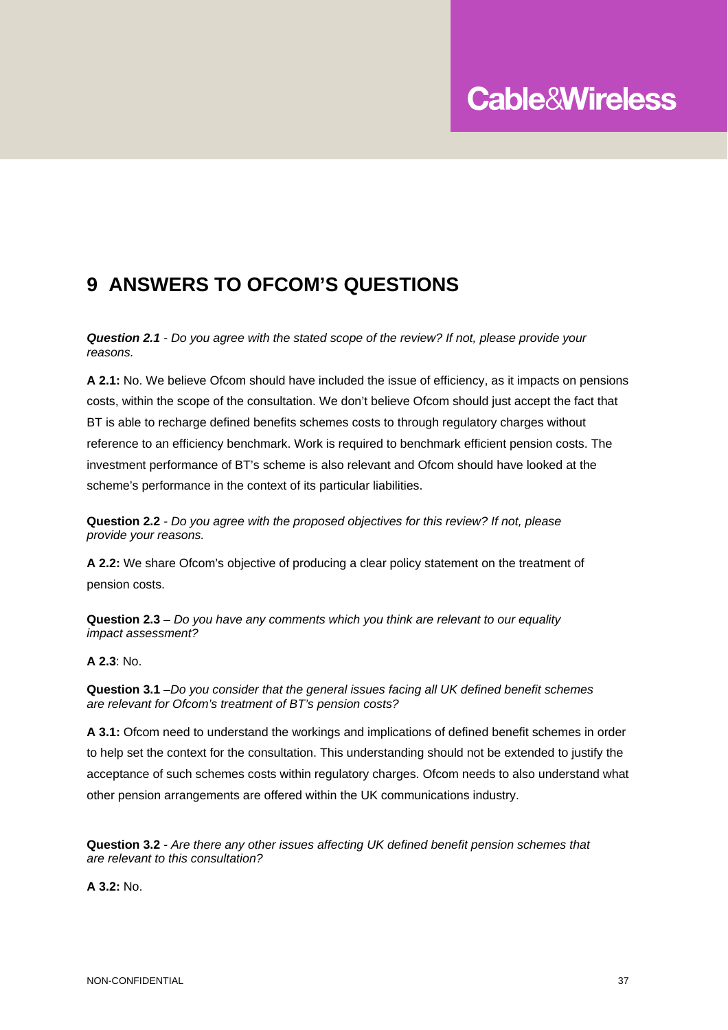# 9 ANSWERS TO OFCOM'S QUESTIONS

***Question 2.1** - Do you agree with the stated scope of the review? If not, please provide your reasons.*

**A 2.1:** No. We believe Ofcom should have included the issue of efficiency, as it impacts on pensions costs, within the scope of the consultation. We don't believe Ofcom should just accept the fact that BT is able to recharge defined benefits schemes costs to through regulatory charges without reference to an efficiency benchmark. Work is required to benchmark efficient pension costs. The investment performance of BT's scheme is also relevant and Ofcom should have looked at the scheme's performance in the context of its particular liabilities.

**Question 2.2** - *Do you agree with the proposed objectives for this review? If not, please provide your reasons.*

**A 2.2:** We share Ofcom's objective of producing a clear policy statement on the treatment of pension costs.

**Question 2.3** – *Do you have any comments which you think are relevant to our equality impact assessment?*

**A 2.3**: No.

**Question 3.1** –*Do you consider that the general issues facing all UK defined benefit schemes are relevant for Ofcom's treatment of BT's pension costs?*

**A 3.1:** Ofcom need to understand the workings and implications of defined benefit schemes in order to help set the context for the consultation. This understanding should not be extended to justify the acceptance of such schemes costs within regulatory charges. Ofcom needs to also understand what other pension arrangements are offered within the UK communications industry.

**Question 3.2** - *Are there any other issues affecting UK defined benefit pension schemes that are relevant to this consultation?*

**A 3.2:** No.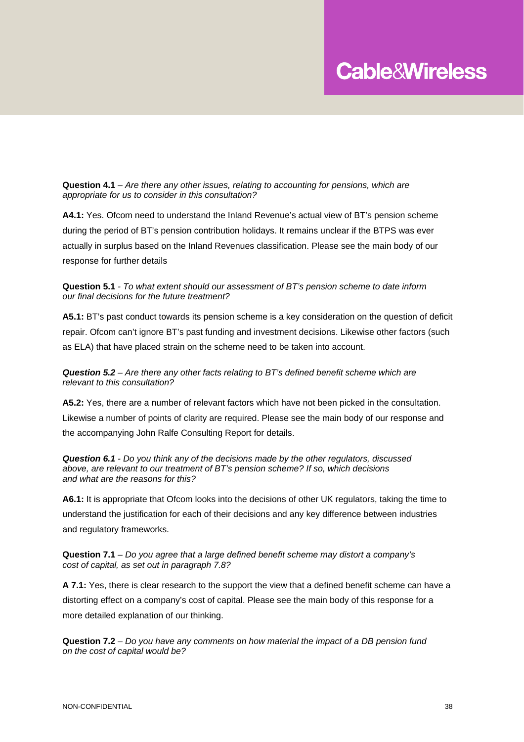**Question 4.1** – *Are there any other issues, relating to accounting for pensions, which are appropriate for us to consider in this consultation?*

**A4.1:** Yes. Ofcom need to understand the Inland Revenue's actual view of BT's pension scheme during the period of BT's pension contribution holidays. It remains unclear if the BTPS was ever actually in surplus based on the Inland Revenues classification. Please see the main body of our response for further details

**Question 5.1** - *To what extent should our assessment of BT's pension scheme to date inform our final decisions for the future treatment?*

**A5.1:** BT's past conduct towards its pension scheme is a key consideration on the question of deficit repair. Ofcom can't ignore BT's past funding and investment decisions. Likewise other factors (such as ELA) that have placed strain on the scheme need to be taken into account.

***Question 5.2*** – *Are there any other facts relating to BT's defined benefit scheme which are relevant to this consultation?*

**A5.2:** Yes, there are a number of relevant factors which have not been picked in the consultation. Likewise a number of points of clarity are required. Please see the main body of our response and the accompanying John Ralfe Consulting Report for details.

***Question 6.1*** - *Do you think any of the decisions made by the other regulators, discussed above, are relevant to our treatment of BT's pension scheme? If so, which decisions and what are the reasons for this?*

**A6.1:** It is appropriate that Ofcom looks into the decisions of other UK regulators, taking the time to understand the justification for each of their decisions and any key difference between industries and regulatory frameworks.

**Question 7.1** – *Do you agree that a large defined benefit scheme may distort a company's cost of capital, as set out in paragraph 7.8?*

**A 7.1:** Yes, there is clear research to the support the view that a defined benefit scheme can have a distorting effect on a company's cost of capital. Please see the main body of this response for a more detailed explanation of our thinking.

**Question 7.2** – *Do you have any comments on how material the impact of a DB pension fund on the cost of capital would be?*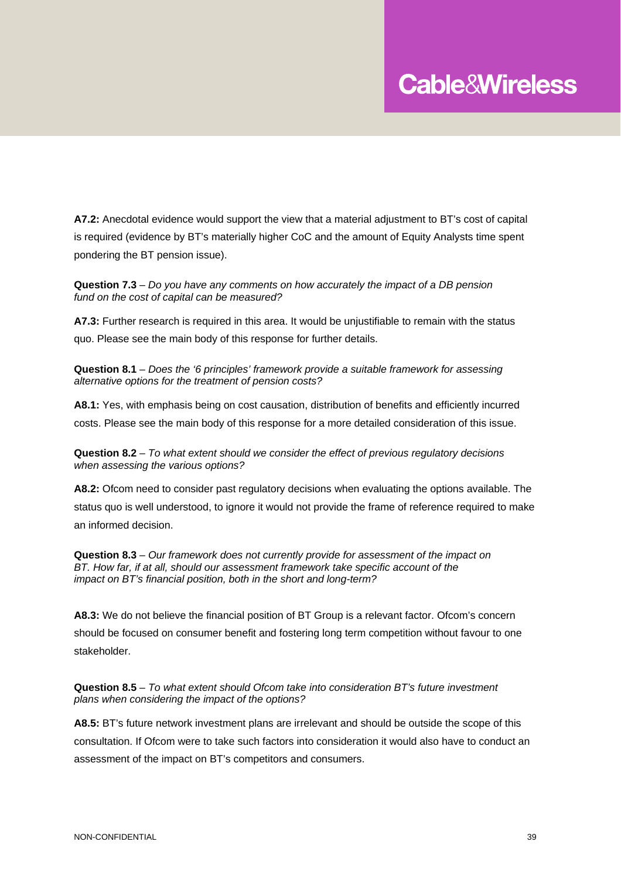**A7.2:** Anecdotal evidence would support the view that a material adjustment to BT's cost of capital is required (evidence by BT's materially higher CoC and the amount of Equity Analysts time spent pondering the BT pension issue).

**Question 7.3** – *Do you have any comments on how accurately the impact of a DB pension fund on the cost of capital can be measured?*

**A7.3:** Further research is required in this area. It would be unjustifiable to remain with the status quo. Please see the main body of this response for further details.

**Question 8.1** – *Does the '6 principles' framework provide a suitable framework for assessing alternative options for the treatment of pension costs?*

**A8.1:** Yes, with emphasis being on cost causation, distribution of benefits and efficiently incurred costs. Please see the main body of this response for a more detailed consideration of this issue.

**Question 8.2** – *To what extent should we consider the effect of previous regulatory decisions when assessing the various options?*

**A8.2:** Ofcom need to consider past regulatory decisions when evaluating the options available. The status quo is well understood, to ignore it would not provide the frame of reference required to make an informed decision.

**Question 8.3** – *Our framework does not currently provide for assessment of the impact on BT. How far, if at all, should our assessment framework take specific account of the impact on BT's financial position, both in the short and long-term?*

**A8.3:** We do not believe the financial position of BT Group is a relevant factor. Ofcom's concern should be focused on consumer benefit and fostering long term competition without favour to one stakeholder.

**Question 8.5** – *To what extent should Ofcom take into consideration BT's future investment plans when considering the impact of the options?*

**A8.5:** BT's future network investment plans are irrelevant and should be outside the scope of this consultation. If Ofcom were to take such factors into consideration it would also have to conduct an assessment of the impact on BT's competitors and consumers.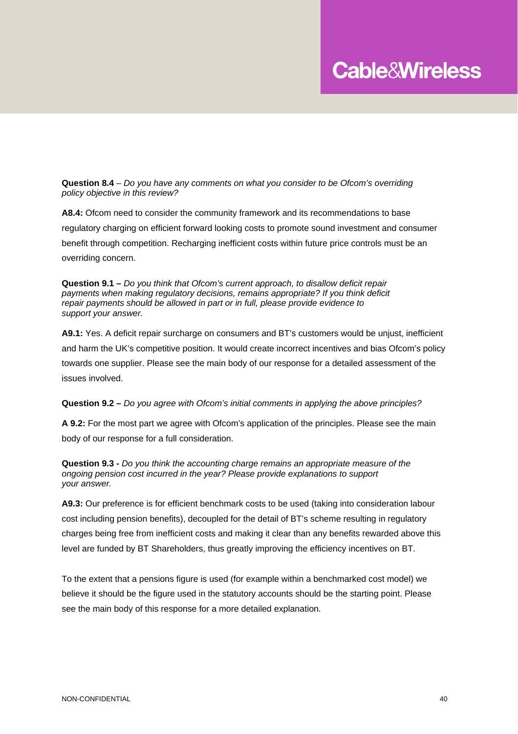**Question 8.4** – *Do you have any comments on what you consider to be Ofcom's overriding policy objective in this review?*

**A8.4:** Ofcom need to consider the community framework and its recommendations to base regulatory charging on efficient forward looking costs to promote sound investment and consumer benefit through competition. Recharging inefficient costs within future price controls must be an overriding concern.

**Question 9.1 –** *Do you think that Ofcom's current approach, to disallow deficit repair payments when making regulatory decisions, remains appropriate? If you think deficit repair payments should be allowed in part or in full, please provide evidence to support your answer.*

**A9.1:** Yes. A deficit repair surcharge on consumers and BT's customers would be unjust, inefficient and harm the UK's competitive position. It would create incorrect incentives and bias Ofcom's policy towards one supplier. Please see the main body of our response for a detailed assessment of the issues involved.

**Question 9.2 –** *Do you agree with Ofcom's initial comments in applying the above principles?*

**A 9.2:** For the most part we agree with Ofcom's application of the principles. Please see the main body of our response for a full consideration.

**Question 9.3 -** *Do you think the accounting charge remains an appropriate measure of the ongoing pension cost incurred in the year? Please provide explanations to support your answer.*

**A9.3:** Our preference is for efficient benchmark costs to be used (taking into consideration labour cost including pension benefits), decoupled for the detail of BT's scheme resulting in regulatory charges being free from inefficient costs and making it clear than any benefits rewarded above this level are funded by BT Shareholders, thus greatly improving the efficiency incentives on BT.

To the extent that a pensions figure is used (for example within a benchmarked cost model) we believe it should be the figure used in the statutory accounts should be the starting point. Please see the main body of this response for a more detailed explanation.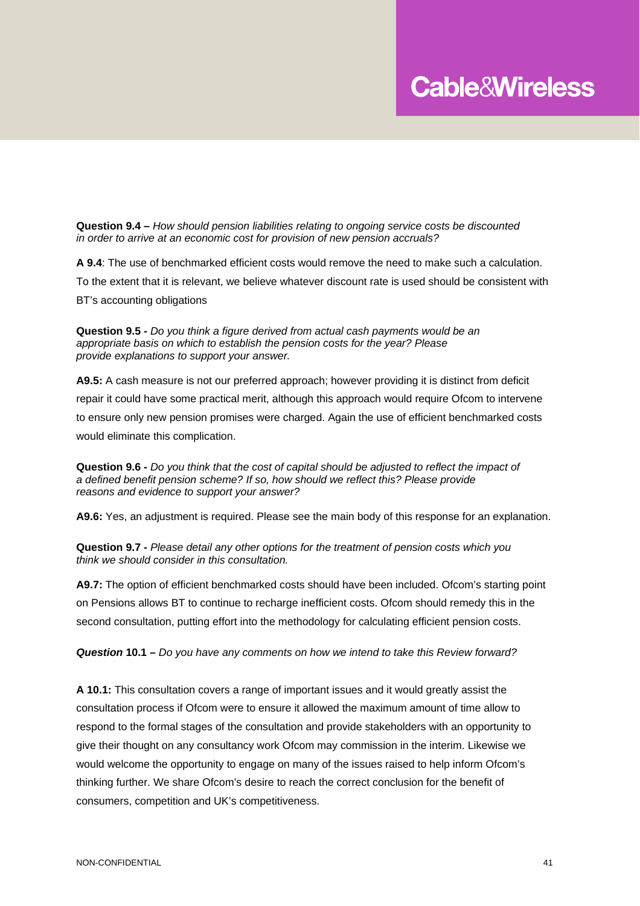**Question 9.4 –** *How should pension liabilities relating to ongoing service costs be discounted in order to arrive at an economic cost for provision of new pension accruals?*

**A 9.4**: The use of benchmarked efficient costs would remove the need to make such a calculation. To the extent that it is relevant, we believe whatever discount rate is used should be consistent with BT's accounting obligations

**Question 9.5 -** *Do you think a figure derived from actual cash payments would be an appropriate basis on which to establish the pension costs for the year? Please provide explanations to support your answer.*

**A9.5:** A cash measure is not our preferred approach; however providing it is distinct from deficit repair it could have some practical merit, although this approach would require Ofcom to intervene to ensure only new pension promises were charged. Again the use of efficient benchmarked costs would eliminate this complication.

**Question 9.6 -** *Do you think that the cost of capital should be adjusted to reflect the impact of a defined benefit pension scheme? If so, how should we reflect this? Please provide reasons and evidence to support your answer?*

**A9.6:** Yes, an adjustment is required. Please see the main body of this response for an explanation.

**Question 9.7 -** *Please detail any other options for the treatment of pension costs which you think we should consider in this consultation.*

**A9.7:** The option of efficient benchmarked costs should have been included. Ofcom's starting point on Pensions allows BT to continue to recharge inefficient costs. Ofcom should remedy this in the second consultation, putting effort into the methodology for calculating efficient pension costs.

***Question* 10.1 –** *Do you have any comments on how we intend to take this Review forward?*

**A 10.1:** This consultation covers a range of important issues and it would greatly assist the consultation process if Ofcom were to ensure it allowed the maximum amount of time allow to respond to the formal stages of the consultation and provide stakeholders with an opportunity to give their thought on any consultancy work Ofcom may commission in the interim. Likewise we would welcome the opportunity to engage on many of the issues raised to help inform Ofcom's thinking further. We share Ofcom's desire to reach the correct conclusion for the benefit of consumers, competition and UK's competitiveness.